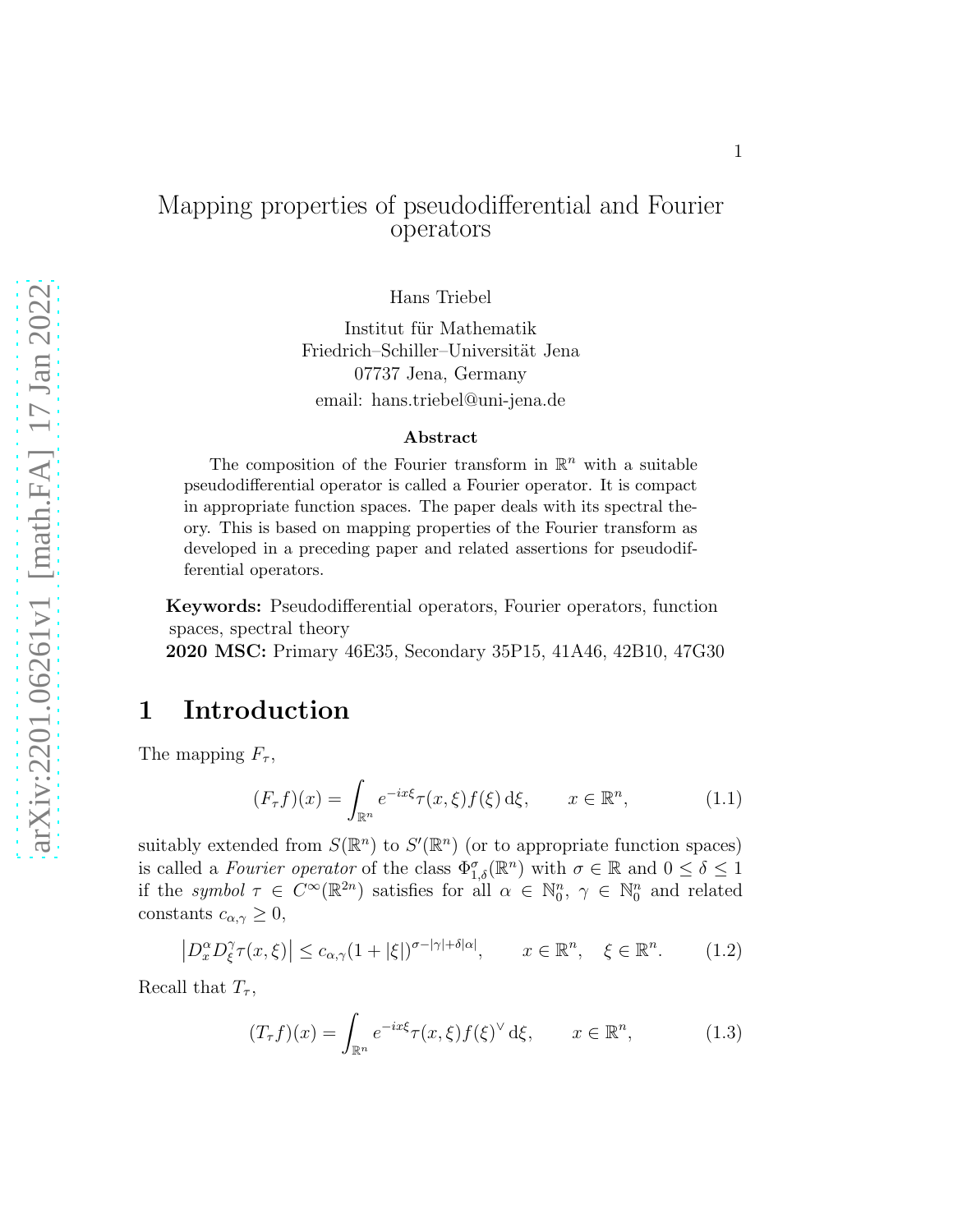# Mapping properties of pseudodifferential and Fourier operators

Hans Triebel

Institut für Mathematik
Friedrich–Schiller–Universität Jena
07737 Jena, Germany
email: hans.triebel@uni-jena.de

### Abstract

The composition of the Fourier transform in $\mathbb{R}^n$ with a suitable pseudodifferential operator is called a Fourier operator. It is compact in appropriate function spaces. The paper deals with its spectral theory. This is based on mapping properties of the Fourier transform as developed in a preceding paper and related assertions for pseudodifferential operators.

**Keywords:** Pseudodifferential operators, Fourier operators, function spaces, spectral theory

**2020 MSC:** Primary 46E35, Secondary 35P15, 41A46, 42B10, 47G30

## 1 Introduction

The mapping $F_\tau$,

$$(F_\tau f)(x) = \int_{\mathbb{R}^n} e^{-ix\xi} \tau(x,\xi) f(\xi) \, \mathrm{d}\xi, \qquad x \in \mathbb{R}^n, \tag{1.1}$$

suitably extended from $S(\mathbb{R}^n)$ to $S'(\mathbb{R}^n)$ (or to appropriate function spaces) is called a *Fourier operator* of the class $\Phi^\sigma_{1,\delta}(\mathbb{R}^n)$ with $\sigma \in \mathbb{R}$ and $0 \le \delta \le 1$ if the *symbol* $\tau \in C^\infty(\mathbb{R}^{2n})$ satisfies for all $\alpha \in \mathbb{N}^n_0$, $\gamma \in \mathbb{N}^n_0$ and related constants $c_{\alpha,\gamma} \ge 0$,

$$\left| D^\alpha_x D^\gamma_\xi \tau(x,\xi) \right| \le c_{\alpha,\gamma} (1 + |\xi|)^{\sigma - |\gamma| + \delta|\alpha|}, \qquad x \in \mathbb{R}^n, \quad \xi \in \mathbb{R}^n. \tag{1.2}$$

Recall that $T_\tau$,

$$(T_\tau f)(x) = \int_{\mathbb{R}^n} e^{-ix\xi} \tau(x,\xi) f(\xi)^\vee \, \mathrm{d}\xi, \qquad x \in \mathbb{R}^n, \tag{1.3}$$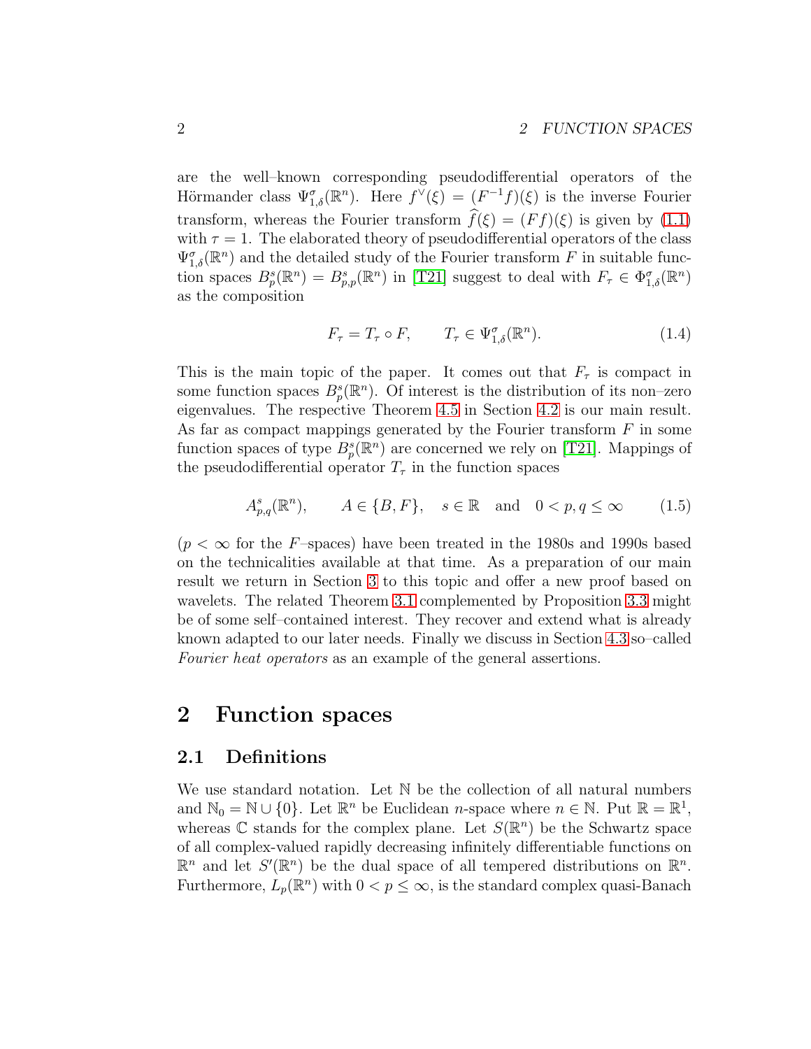are the well–known corresponding pseudodifferential operators of the Hörmander class $\Psi^\sigma_{1,\delta}(\mathbb{R}^n)$. Here $f^\vee(\xi) = (F^{-1}f)(\xi)$ is the inverse Fourier transform, whereas the Fourier transform $\widehat{f}(\xi) = (Ff)(\xi)$ is given by (1.1) with $\tau = 1$. The elaborated theory of pseudodifferential operators of the class $\Psi^\sigma_{1,\delta}(\mathbb{R}^n)$ and the detailed study of the Fourier transform $F$ in suitable function spaces $B^s_p(\mathbb{R}^n) = B^s_{p,p}(\mathbb{R}^n)$ in [T21] suggest to deal with $F_\tau \in \Phi^\sigma_{1,\delta}(\mathbb{R}^n)$ as the composition

$$F_\tau = T_\tau \circ F, \qquad T_\tau \in \Psi^\sigma_{1,\delta}(\mathbb{R}^n). \tag{1.4}$$

This is the main topic of the paper. It comes out that $F_\tau$ is compact in some function spaces $B^s_p(\mathbb{R}^n)$. Of interest is the distribution of its non–zero eigenvalues. The respective Theorem 4.5 in Section 4.2 is our main result. As far as compact mappings generated by the Fourier transform $F$ in some function spaces of type $B^s_p(\mathbb{R}^n)$ are concerned we rely on [T21]. Mappings of the pseudodifferential operator $T_\tau$ in the function spaces

$$A^s_{p,q}(\mathbb{R}^n), \qquad A \in \{B, F\}, \quad s \in \mathbb{R} \quad \text{and} \quad 0 < p, q \le \infty \tag{1.5}$$

($p < \infty$ for the $F$–spaces) have been treated in the 1980s and 1990s based on the technicalities available at that time. As a preparation of our main result we return in Section 3 to this topic and offer a new proof based on wavelets. The related Theorem 3.1 complemented by Proposition 3.3 might be of some self–contained interest. They recover and extend what is already known adapted to our later needs. Finally we discuss in Section 4.3 so–called *Fourier heat operators* as an example of the general assertions.

## 2 Function spaces

### 2.1 Definitions

We use standard notation. Let $\mathbb{N}$ be the collection of all natural numbers and $\mathbb{N}_0 = \mathbb{N} \cup \{0\}$. Let $\mathbb{R}^n$ be Euclidean $n$-space where $n \in \mathbb{N}$. Put $\mathbb{R} = \mathbb{R}^1$, whereas $\mathbb{C}$ stands for the complex plane. Let $S(\mathbb{R}^n)$ be the Schwartz space of all complex-valued rapidly decreasing infinitely differentiable functions on $\mathbb{R}^n$ and let $S'(\mathbb{R}^n)$ be the dual space of all tempered distributions on $\mathbb{R}^n$. Furthermore, $L_p(\mathbb{R}^n)$ with $0 < p \le \infty$, is the standard complex quasi-Banach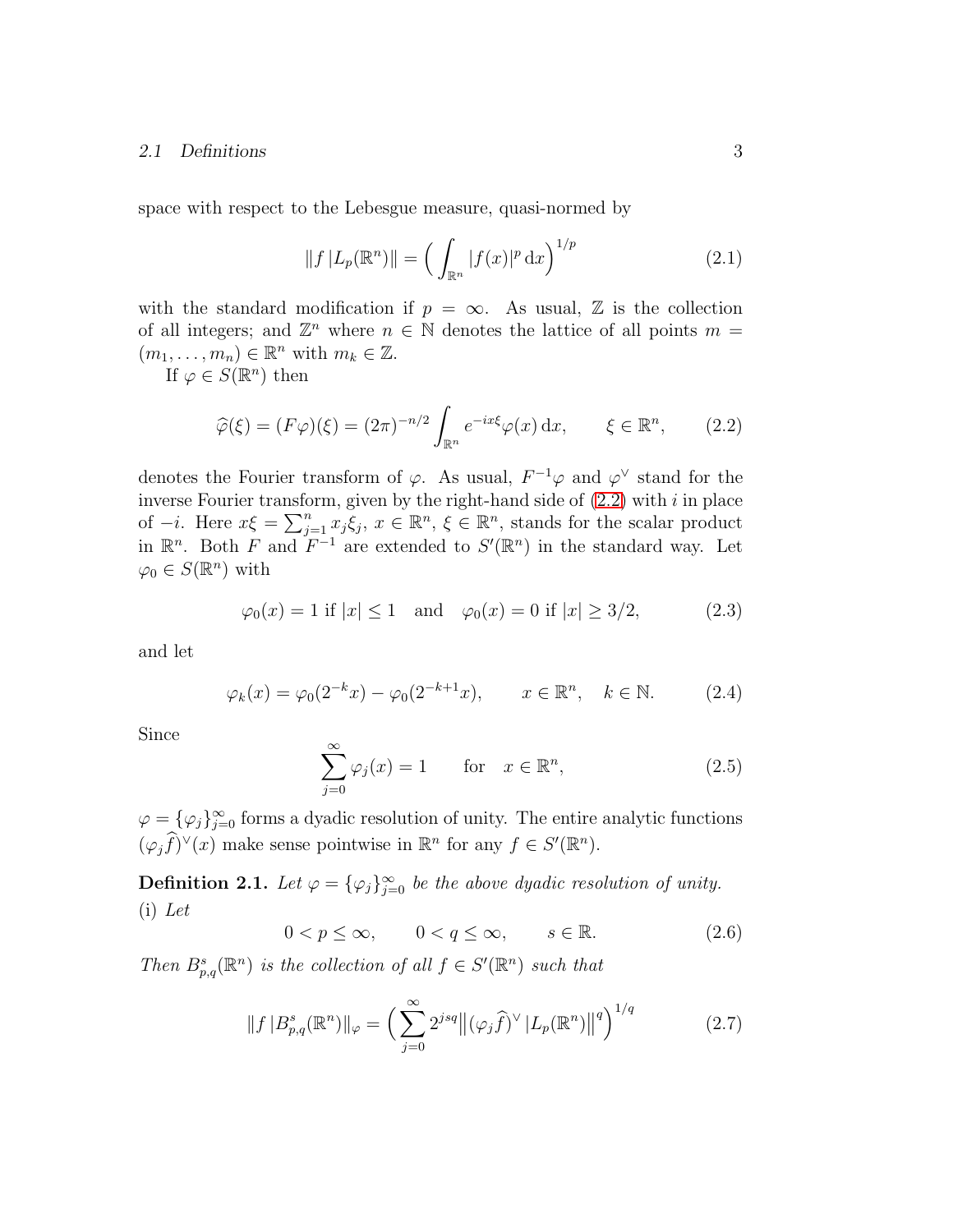space with respect to the Lebesgue measure, quasi-normed by

$$\|f\,|L_p(\mathbb{R}^n)\| = \Big( \int_{\mathbb{R}^n} |f(x)|^p \,\mathrm{d}x \Big)^{1/p} \tag{2.1}$$

with the standard modification if $p = \infty$. As usual, $\mathbb{Z}$ is the collection of all integers; and $\mathbb{Z}^n$ where $n \in \mathbb{N}$ denotes the lattice of all points $m = (m_1, \ldots, m_n) \in \mathbb{R}^n$ with $m_k \in \mathbb{Z}$.

If $\varphi \in S(\mathbb{R}^n)$ then

$$\widehat{\varphi}(\xi) = (F\varphi)(\xi) = (2\pi)^{-n/2} \int_{\mathbb{R}^n} e^{-ix\xi} \varphi(x)\,\mathrm{d}x, \qquad \xi \in \mathbb{R}^n, \tag{2.2}$$

denotes the Fourier transform of $\varphi$. As usual, $F^{-1}\varphi$ and $\varphi^\vee$ stand for the inverse Fourier transform, given by the right-hand side of (2.2) with $i$ in place of $-i$. Here $x\xi = \sum_{j=1}^n x_j \xi_j$, $x \in \mathbb{R}^n$, $\xi \in \mathbb{R}^n$, stands for the scalar product in $\mathbb{R}^n$. Both $F$ and $F^{-1}$ are extended to $S'(\mathbb{R}^n)$ in the standard way. Let $\varphi_0 \in S(\mathbb{R}^n)$ with

$$\varphi_0(x) = 1 \text{ if } |x| \le 1 \quad \text{and} \quad \varphi_0(x) = 0 \text{ if } |x| \ge 3/2, \tag{2.3}$$

and let

$$\varphi_k(x) = \varphi_0(2^{-k}x) - \varphi_0(2^{-k+1}x), \qquad x \in \mathbb{R}^n, \quad k \in \mathbb{N}. \tag{2.4}$$

Since

$$\sum_{j=0}^\infty \varphi_j(x) = 1 \qquad \text{for} \quad x \in \mathbb{R}^n, \tag{2.5}$$

$\varphi = \{\varphi_j\}_{j=0}^\infty$ forms a dyadic resolution of unity. The entire analytic functions $(\varphi_j \widehat{f})^\vee(x)$ make sense pointwise in $\mathbb{R}^n$ for any $f \in S'(\mathbb{R}^n)$.

**Definition 2.1.** *Let $\varphi = \{\varphi_j\}_{j=0}^\infty$ be the above dyadic resolution of unity.*
(i) *Let*

$$0 < p \le \infty, \qquad 0 < q \le \infty, \qquad s \in \mathbb{R}. \tag{2.6}$$

*Then $B^s_{p,q}(\mathbb{R}^n)$ is the collection of all $f \in S'(\mathbb{R}^n)$ such that*

$$\|f\,|B^s_{p,q}(\mathbb{R}^n)\|_\varphi = \Big( \sum_{j=0}^\infty 2^{jsq} \big\|(\varphi_j \widehat{f})^\vee\,|L_p(\mathbb{R}^n)\big\|^q \Big)^{1/q} \tag{2.7}$$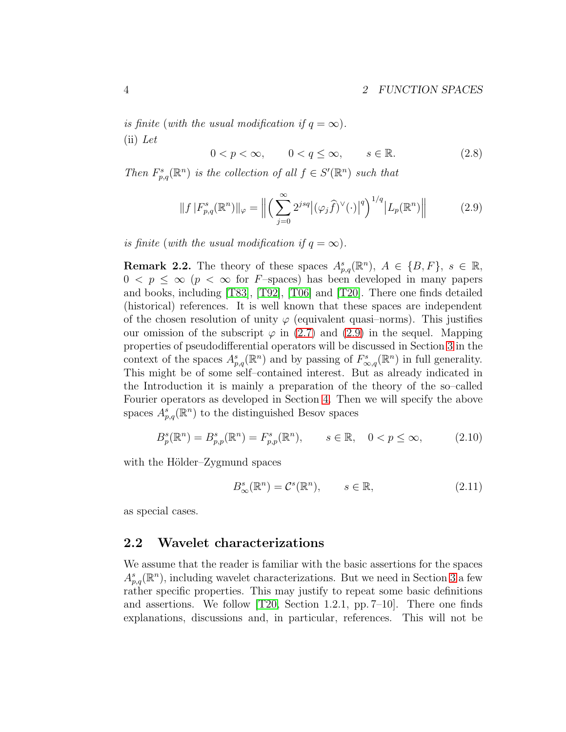*is finite* (*with the usual modification if* $q = \infty$).

(ii) *Let*

$$0 < p < \infty, \qquad 0 < q \leq \infty, \qquad s \in \mathbb{R}. \tag{2.8}$$

*Then* $F^s_{p,q}(\mathbb{R}^n)$ *is the collection of all* $f \in S'(\mathbb{R}^n)$ *such that*

$$\|f \,|F^s_{p,q}(\mathbb{R}^n)\|_\varphi = \Big\| \Big( \sum_{j=0}^\infty 2^{jsq} \big| (\varphi_j \widehat{f})^\vee(\cdot) \big|^q \Big)^{1/q} \big| L_p(\mathbb{R}^n) \Big\| \tag{2.9}$$

*is finite* (*with the usual modification if* $q = \infty$).

**Remark 2.2.** The theory of these spaces $A^s_{p,q}(\mathbb{R}^n)$, $A \in \{B, F\}$, $s \in \mathbb{R}$, $0 < p \leq \infty$ ($p < \infty$ for $F$–spaces) has been developed in many papers and books, including [T83], [T92], [T06] and [T20]. There one finds detailed (historical) references. It is well known that these spaces are independent of the chosen resolution of unity $\varphi$ (equivalent quasi–norms). This justifies our omission of the subscript $\varphi$ in (2.7) and (2.9) in the sequel. Mapping properties of pseudodifferential operators will be discussed in Section 3 in the context of the spaces $A^s_{p,q}(\mathbb{R}^n)$ and by passing of $F^s_{\infty,q}(\mathbb{R}^n)$ in full generality. This might be of some self–contained interest. But as already indicated in the Introduction it is mainly a preparation of the theory of the so–called Fourier operators as developed in Section 4. Then we will specify the above spaces $A^s_{p,q}(\mathbb{R}^n)$ to the distinguished Besov spaces

$$B^s_p(\mathbb{R}^n) = B^s_{p,p}(\mathbb{R}^n) = F^s_{p,p}(\mathbb{R}^n), \qquad s \in \mathbb{R}, \quad 0 < p \leq \infty, \tag{2.10}$$

with the Hölder–Zygmund spaces

$$B^s_\infty(\mathbb{R}^n) = \mathcal{C}^s(\mathbb{R}^n), \qquad s \in \mathbb{R}, \tag{2.11}$$

as special cases.

## 2.2 Wavelet characterizations

We assume that the reader is familiar with the basic assertions for the spaces $A^s_{p,q}(\mathbb{R}^n)$, including wavelet characterizations. But we need in Section 3 a few rather specific properties. This may justify to repeat some basic definitions and assertions. We follow [T20, Section 1.2.1, pp. 7–10]. There one finds explanations, discussions and, in particular, references. This will not be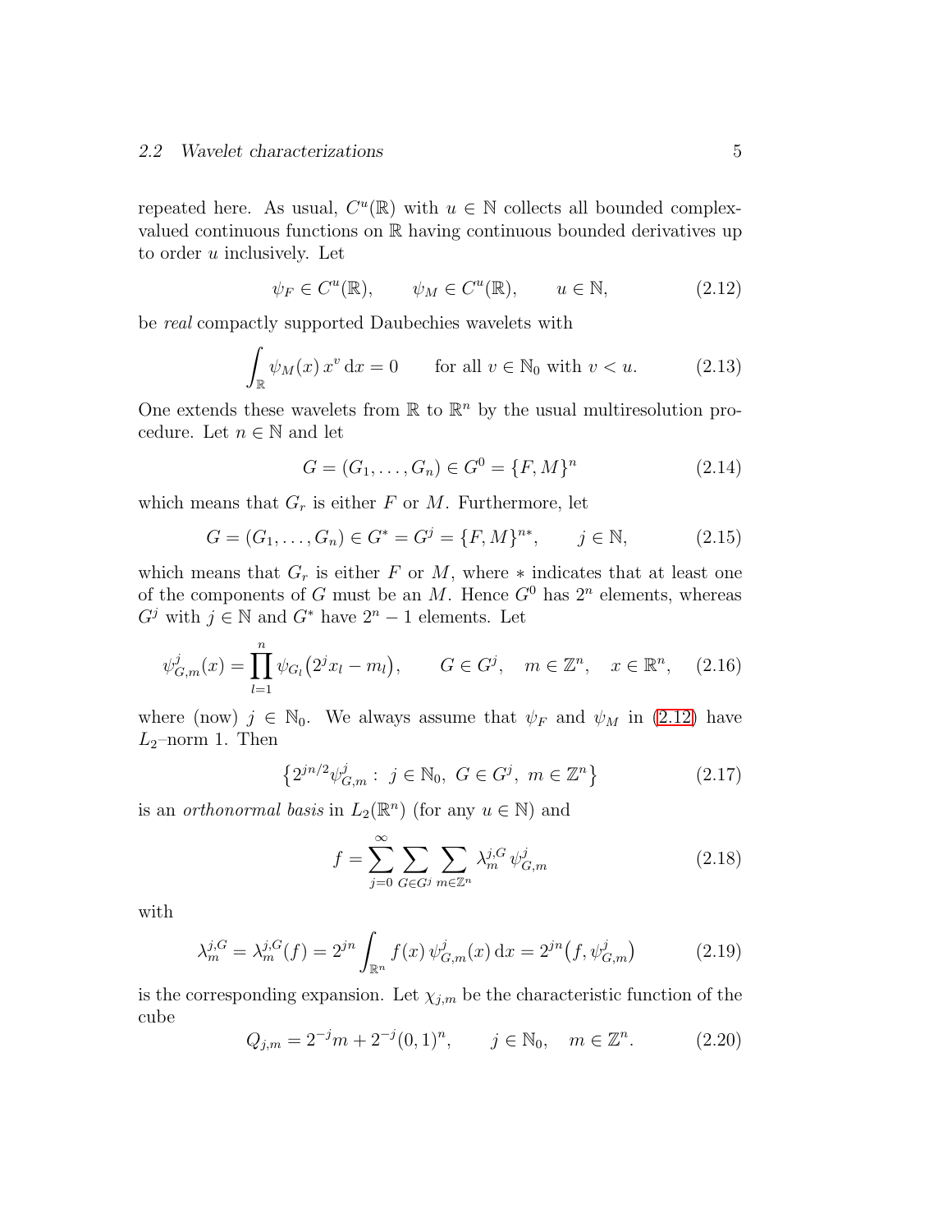repeated here. As usual, $C^u(\mathbb{R})$ with $u \in \mathbb{N}$ collects all bounded complex-valued continuous functions on $\mathbb{R}$ having continuous bounded derivatives up to order $u$ inclusively. Let

$$\psi_F \in C^u(\mathbb{R}), \qquad \psi_M \in C^u(\mathbb{R}), \qquad u \in \mathbb{N}, \tag{2.12}$$

be *real* compactly supported Daubechies wavelets with

$$\int_{\mathbb{R}} \psi_M(x)\, x^v \,\mathrm{d}x = 0 \qquad \text{for all } v \in \mathbb{N}_0 \text{ with } v < u. \tag{2.13}$$

One extends these wavelets from $\mathbb{R}$ to $\mathbb{R}^n$ by the usual multiresolution procedure. Let $n \in \mathbb{N}$ and let

$$G = (G_1, \ldots, G_n) \in G^0 = \{F, M\}^n \tag{2.14}$$

which means that $G_r$ is either $F$ or $M$. Furthermore, let

$$G = (G_1, \ldots, G_n) \in G^* = G^j = \{F, M\}^{n*}, \qquad j \in \mathbb{N}, \tag{2.15}$$

which means that $G_r$ is either $F$ or $M$, where $*$ indicates that at least one of the components of $G$ must be an $M$. Hence $G^0$ has $2^n$ elements, whereas $G^j$ with $j \in \mathbb{N}$ and $G^*$ have $2^n - 1$ elements. Let

$$\psi^j_{G,m}(x) = \prod_{l=1}^{n} \psi_{G_l}\big(2^j x_l - m_l\big), \qquad G \in G^j, \quad m \in \mathbb{Z}^n, \quad x \in \mathbb{R}^n, \tag{2.16}$$

where (now) $j \in \mathbb{N}_0$. We always assume that $\psi_F$ and $\psi_M$ in (2.12) have $L_2$–norm 1. Then

$$\big\{ 2^{jn/2} \psi^j_{G,m} : \ j \in \mathbb{N}_0, \ G \in G^j, \ m \in \mathbb{Z}^n \big\} \tag{2.17}$$

is an *orthonormal basis* in $L_2(\mathbb{R}^n)$ (for any $u \in \mathbb{N}$) and

$$f = \sum_{j=0}^{\infty} \sum_{G \in G^j} \sum_{m \in \mathbb{Z}^n} \lambda^{j,G}_m \, \psi^j_{G,m} \tag{2.18}$$

with

$$\lambda^{j,G}_m = \lambda^{j,G}_m(f) = 2^{jn} \int_{\mathbb{R}^n} f(x)\, \psi^j_{G,m}(x) \,\mathrm{d}x = 2^{jn} \big(f, \psi^j_{G,m}\big) \tag{2.19}$$

is the corresponding expansion. Let $\chi_{j,m}$ be the characteristic function of the cube

$$Q_{j,m} = 2^{-j} m + 2^{-j}(0,1)^n, \qquad j \in \mathbb{N}_0, \quad m \in \mathbb{Z}^n. \tag{2.20}$$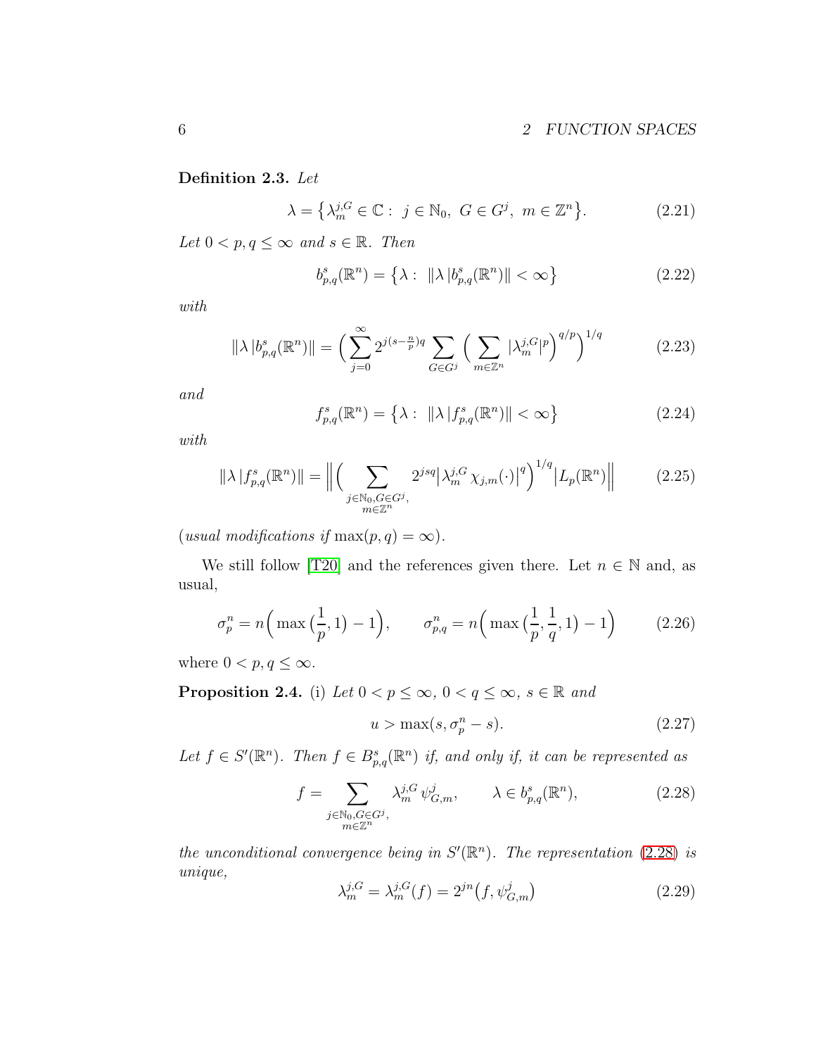**Definition 2.3.** *Let*

$$\lambda = \big\{ \lambda^{j,G}_m \in \mathbb{C} : \; j \in \mathbb{N}_0, \; G \in G^j, \; m \in \mathbb{Z}^n \big\}. \tag{2.21}$$

*Let* $0 < p, q \le \infty$ *and* $s \in \mathbb{R}$. *Then*

$$b^s_{p,q}(\mathbb{R}^n) = \big\{ \lambda : \; \| \lambda \, | b^s_{p,q}(\mathbb{R}^n) \| < \infty \big\} \tag{2.22}$$

*with*

$$\| \lambda \, | b^s_{p,q}(\mathbb{R}^n) \| = \Big( \sum_{j=0}^\infty 2^{j(s - \frac{n}{p})q} \sum_{G \in G^j} \Big( \sum_{m \in \mathbb{Z}^n} |\lambda^{j,G}_m|^p \Big)^{q/p} \Big)^{1/q} \tag{2.23}$$

*and*

$$f^s_{p,q}(\mathbb{R}^n) = \big\{ \lambda : \; \| \lambda \, | f^s_{p,q}(\mathbb{R}^n) \| < \infty \big\} \tag{2.24}$$

*with*

$$\| \lambda \, | f^s_{p,q}(\mathbb{R}^n) \| = \Big\| \Big( \sum_{\substack{j \in \mathbb{N}_0, G \in G^j, \\ m \in \mathbb{Z}^n}} 2^{jsq} \big| \lambda^{j,G}_m \, \chi_{j,m}(\cdot) \big|^q \Big)^{1/q} \big| L_p(\mathbb{R}^n) \Big\| \tag{2.25}$$

(*usual modifications if* $\max(p,q) = \infty$).

We still follow [T20] and the references given there. Let $n \in \mathbb{N}$ and, as usual,

$$\sigma^n_p = n \Big( \max\big( \frac{1}{p}, 1 \big) - 1 \Big), \qquad \sigma^n_{p,q} = n \Big( \max\big( \frac{1}{p}, \frac{1}{q}, 1 \big) - 1 \Big) \tag{2.26}$$

where $0 < p, q \le \infty$.

**Proposition 2.4.** (i) *Let* $0 < p \le \infty$, $0 < q \le \infty$, $s \in \mathbb{R}$ *and*

$$u > \max(s, \sigma^n_p - s). \tag{2.27}$$

*Let* $f \in S'(\mathbb{R}^n)$. *Then* $f \in B^s_{p,q}(\mathbb{R}^n)$ *if, and only if, it can be represented as*

$$f = \sum_{\substack{j \in \mathbb{N}_0, G \in G^j, \\ m \in \mathbb{Z}^n}} \lambda^{j,G}_m \, \psi^j_{G,m}, \qquad \lambda \in b^s_{p,q}(\mathbb{R}^n), \tag{2.28}$$

*the unconditional convergence being in* $S'(\mathbb{R}^n)$. *The representation* (2.28) *is unique,*

$$\lambda^{j,G}_m = \lambda^{j,G}_m(f) = 2^{jn} \big( f, \psi^j_{G,m} \big) \tag{2.29}$$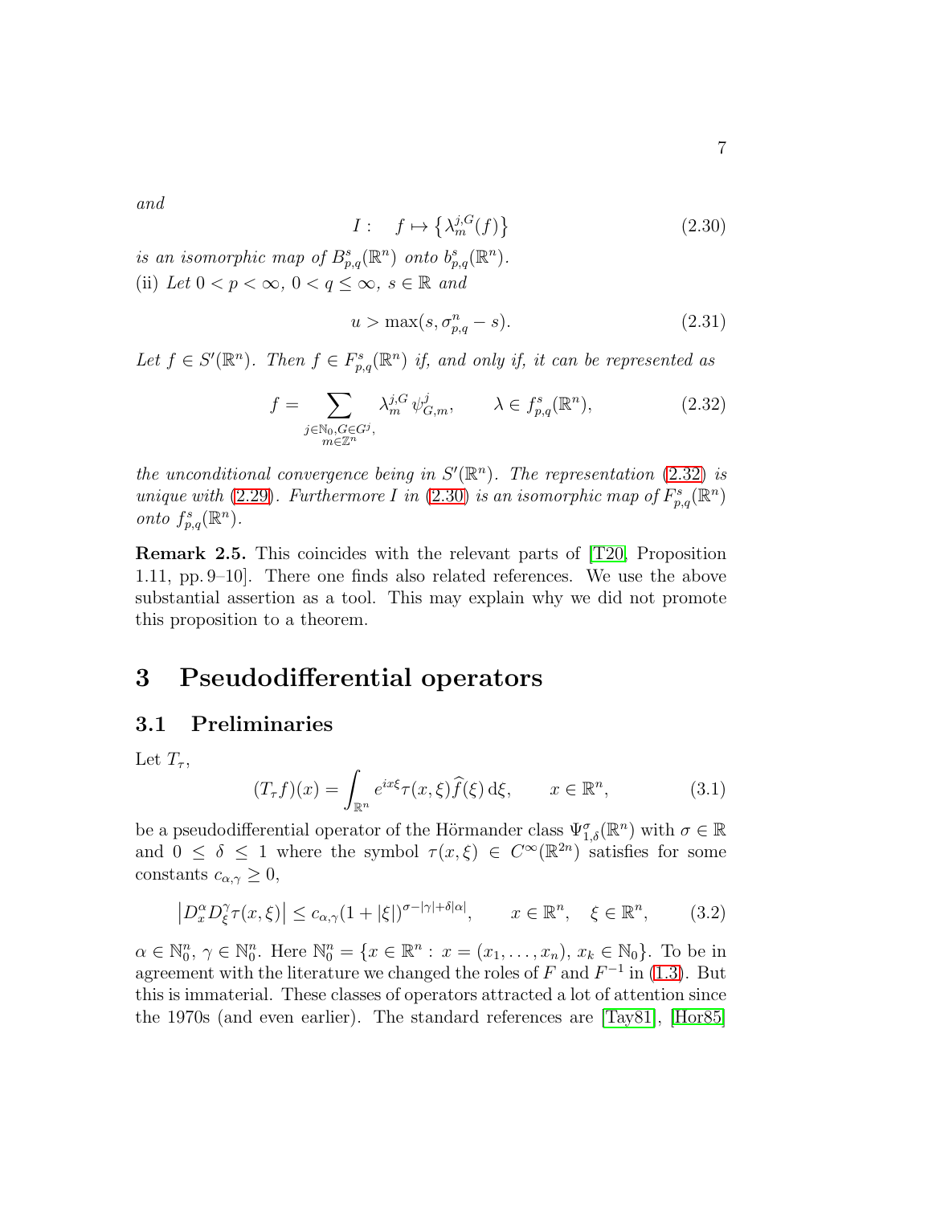*and*

$$I : \quad f \mapsto \{\lambda_m^{j,G}(f)\} \tag{2.30}$$

*is an isomorphic map of* $B^s_{p,q}(\mathbb{R}^n)$ *onto* $b^s_{p,q}(\mathbb{R}^n)$.
(ii) *Let* $0 < p < \infty$, $0 < q \le \infty$, $s \in \mathbb{R}$ *and*

$$u > \max(s, \sigma^n_{p,q} - s). \tag{2.31}$$

*Let* $f \in S'(\mathbb{R}^n)$. *Then* $f \in F^s_{p,q}(\mathbb{R}^n)$ *if, and only if, it can be represented as*

$$f = \sum_{\substack{j \in \mathbb{N}_0, G \in G^j, \\ m \in \mathbb{Z}^n}} \lambda_m^{j,G} \, \psi^j_{G,m}, \qquad \lambda \in f^s_{p,q}(\mathbb{R}^n), \tag{2.32}$$

*the unconditional convergence being in* $S'(\mathbb{R}^n)$. *The representation* (2.32) *is unique with* (2.29). *Furthermore* $I$ *in* (2.30) *is an isomorphic map of* $F^s_{p,q}(\mathbb{R}^n)$ *onto* $f^s_{p,q}(\mathbb{R}^n)$.

**Remark 2.5.** This coincides with the relevant parts of [T20, Proposition 1.11, pp. 9–10]. There one finds also related references. We use the above substantial assertion as a tool. This may explain why we did not promote this proposition to a theorem.

# 3 Pseudodifferential operators

## 3.1 Preliminaries

Let $T_\tau$,

$$(T_\tau f)(x) = \int_{\mathbb{R}^n} e^{ix\xi} \tau(x,\xi) \widehat{f}(\xi) \, \mathrm{d}\xi, \qquad x \in \mathbb{R}^n, \tag{3.1}$$

be a pseudodifferential operator of the Hörmander class $\Psi^\sigma_{1,\delta}(\mathbb{R}^n)$ with $\sigma \in \mathbb{R}$ and $0 \le \delta \le 1$ where the symbol $\tau(x,\xi) \in C^\infty(\mathbb{R}^{2n})$ satisfies for some constants $c_{\alpha,\gamma} \ge 0$,

$$\left| D^\alpha_x D^\gamma_\xi \tau(x,\xi) \right| \le c_{\alpha,\gamma} (1 + |\xi|)^{\sigma - |\gamma| + \delta|\alpha|}, \qquad x \in \mathbb{R}^n, \quad \xi \in \mathbb{R}^n, \tag{3.2}$$

$\alpha \in \mathbb{N}^n_0$, $\gamma \in \mathbb{N}^n_0$. Here $\mathbb{N}^n_0 = \{x \in \mathbb{R}^n : x = (x_1, \ldots, x_n), \, x_k \in \mathbb{N}_0\}$. To be in agreement with the literature we changed the roles of $F$ and $F^{-1}$ in (1.3). But this is immaterial. These classes of operators attracted a lot of attention since the 1970s (and even earlier). The standard references are [Tay81], [Hor85]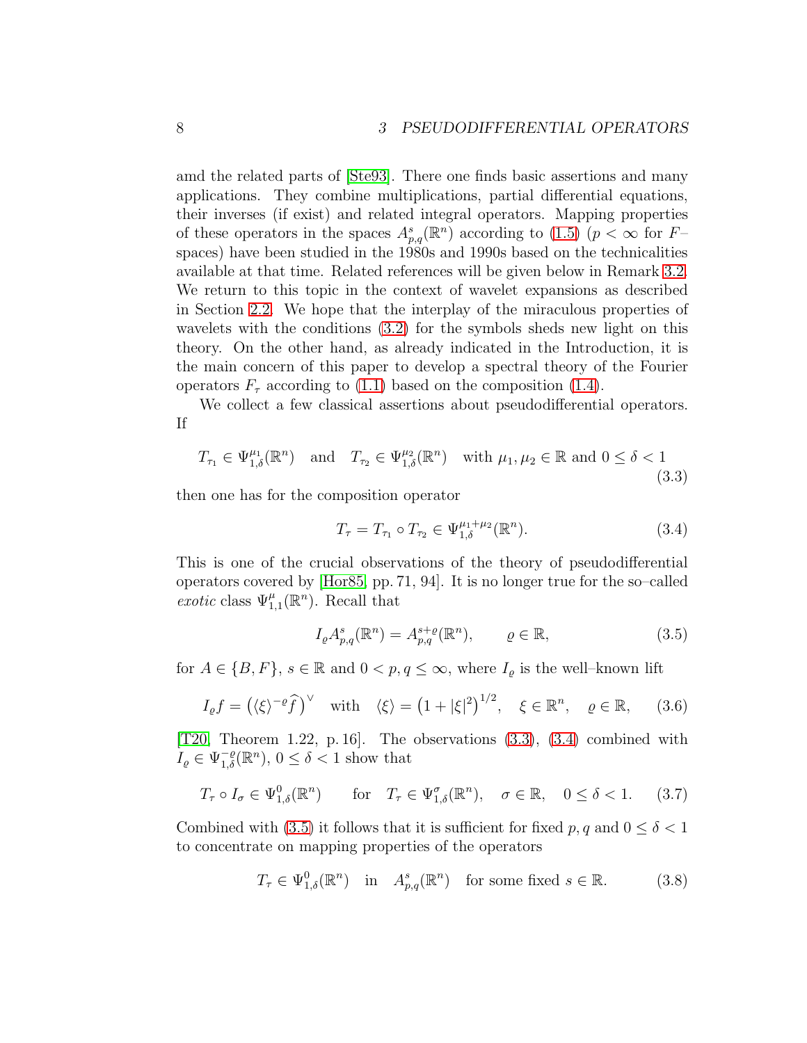amd the related parts of [Ste93]. There one finds basic assertions and many applications. They combine multiplications, partial differential equations, their inverses (if exist) and related integral operators. Mapping properties of these operators in the spaces $A^s_{p,q}(\mathbb{R}^n)$ according to (1.5) ($p < \infty$ for $F$–spaces) have been studied in the 1980s and 1990s based on the technicalities available at that time. Related references will be given below in Remark 3.2. We return to this topic in the context of wavelet expansions as described in Section 2.2. We hope that the interplay of the miraculous properties of wavelets with the conditions (3.2) for the symbols sheds new light on this theory. On the other hand, as already indicated in the Introduction, it is the main concern of this paper to develop a spectral theory of the Fourier operators $F_\tau$ according to (1.1) based on the composition (1.4).

We collect a few classical assertions about pseudodifferential operators. If

$$T_{\tau_1} \in \Psi^{\mu_1}_{1,\delta}(\mathbb{R}^n) \quad \text{and} \quad T_{\tau_2} \in \Psi^{\mu_2}_{1,\delta}(\mathbb{R}^n) \quad \text{with } \mu_1, \mu_2 \in \mathbb{R} \text{ and } 0 \le \delta < 1 \tag{3.3}$$

then one has for the composition operator

$$T_\tau = T_{\tau_1} \circ T_{\tau_2} \in \Psi^{\mu_1+\mu_2}_{1,\delta}(\mathbb{R}^n). \tag{3.4}$$

This is one of the crucial observations of the theory of pseudodifferential operators covered by [Hor85, pp. 71, 94]. It is no longer true for the so–called *exotic* class $\Psi^\mu_{1,1}(\mathbb{R}^n)$. Recall that

$$I_\varrho A^s_{p,q}(\mathbb{R}^n) = A^{s+\varrho}_{p,q}(\mathbb{R}^n), \qquad \varrho \in \mathbb{R}, \tag{3.5}$$

for $A \in \{B, F\}$, $s \in \mathbb{R}$ and $0 < p, q \le \infty$, where $I_\varrho$ is the well–known lift

$$I_\varrho f = \big( \langle \xi \rangle^{-\varrho} \widehat{f} \big)^\vee \quad \text{with} \quad \langle \xi \rangle = \big( 1 + |\xi|^2 \big)^{1/2}, \quad \xi \in \mathbb{R}^n, \quad \varrho \in \mathbb{R}, \tag{3.6}$$

[T20, Theorem 1.22, p. 16]. The observations (3.3), (3.4) combined with $I_\varrho \in \Psi^{-\varrho}_{1,\delta}(\mathbb{R}^n)$, $0 \le \delta < 1$ show that

$$T_\tau \circ I_\sigma \in \Psi^0_{1,\delta}(\mathbb{R}^n) \qquad \text{for} \quad T_\tau \in \Psi^\sigma_{1,\delta}(\mathbb{R}^n), \quad \sigma \in \mathbb{R}, \quad 0 \le \delta < 1. \tag{3.7}$$

Combined with (3.5) it follows that it is sufficient for fixed $p, q$ and $0 \le \delta < 1$ to concentrate on mapping properties of the operators

$$T_\tau \in \Psi^0_{1,\delta}(\mathbb{R}^n) \quad \text{in} \quad A^s_{p,q}(\mathbb{R}^n) \quad \text{for some fixed } s \in \mathbb{R}. \tag{3.8}$$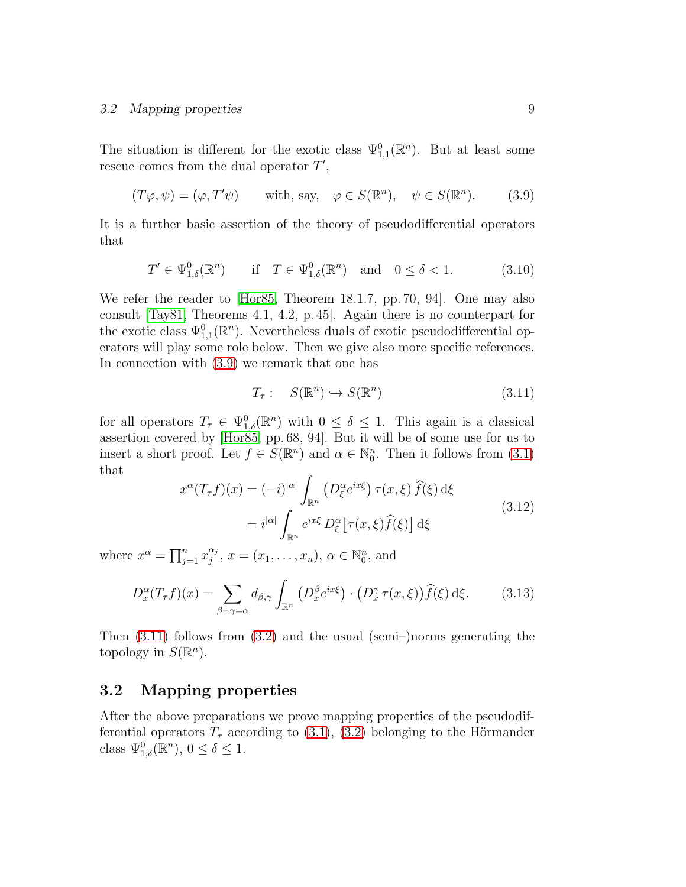The situation is different for the exotic class $\Psi^0_{1,1}(\mathbb{R}^n)$. But at least some rescue comes from the dual operator $T'$,

$$(T\varphi, \psi) = (\varphi, T'\psi) \qquad \text{with, say,} \quad \varphi \in S(\mathbb{R}^n), \quad \psi \in S(\mathbb{R}^n). \tag{3.9}$$

It is a further basic assertion of the theory of pseudodifferential operators that

$$T' \in \Psi^0_{1,\delta}(\mathbb{R}^n) \qquad \text{if} \quad T \in \Psi^0_{1,\delta}(\mathbb{R}^n) \quad \text{and} \quad 0 \le \delta < 1. \tag{3.10}$$

We refer the reader to [Hor85, Theorem 18.1.7, pp. 70, 94]. One may also consult [Tay81, Theorems 4.1, 4.2, p. 45]. Again there is no counterpart for the exotic class $\Psi^0_{1,1}(\mathbb{R}^n)$. Nevertheless duals of exotic pseudodifferential operators will play some role below. Then we give also more specific references. In connection with (3.9) we remark that one has

$$T_\tau : \quad S(\mathbb{R}^n) \hookrightarrow S(\mathbb{R}^n) \tag{3.11}$$

for all operators $T_\tau \in \Psi^0_{1,\delta}(\mathbb{R}^n)$ with $0 \le \delta \le 1$. This again is a classical assertion covered by [Hor85, pp. 68, 94]. But it will be of some use for us to insert a short proof. Let $f \in S(\mathbb{R}^n)$ and $\alpha \in \mathbb{N}^n_0$. Then it follows from (3.1) that

$$\begin{aligned} x^\alpha (T_\tau f)(x) &= (-i)^{|\alpha|} \int_{\mathbb{R}^n} \big( D^\alpha_\xi e^{ix\xi} \big)\, \tau(x,\xi)\, \widehat{f}(\xi)\, \mathrm{d}\xi \\ &= i^{|\alpha|} \int_{\mathbb{R}^n} e^{ix\xi}\, D^\alpha_\xi \big[ \tau(x,\xi) \widehat{f}(\xi) \big]\, \mathrm{d}\xi \end{aligned} \tag{3.12}$$

where $x^\alpha = \prod_{j=1}^n x_j^{\alpha_j}$, $x = (x_1, \dots, x_n)$, $\alpha \in \mathbb{N}^n_0$, and

$$D^\alpha_x (T_\tau f)(x) = \sum_{\beta + \gamma = \alpha} d_{\beta,\gamma} \int_{\mathbb{R}^n} \big( D^\beta_x e^{ix\xi} \big) \cdot \big( D^\gamma_x \, \tau(x,\xi) \big) \widehat{f}(\xi)\, \mathrm{d}\xi. \tag{3.13}$$

Then (3.11) follows from (3.2) and the usual (semi–)norms generating the topology in $S(\mathbb{R}^n)$.

## 3.2 Mapping properties

After the above preparations we prove mapping properties of the pseudodifferential operators $T_\tau$ according to (3.1), (3.2) belonging to the Hörmander class $\Psi^0_{1,\delta}(\mathbb{R}^n)$, $0 \le \delta \le 1$.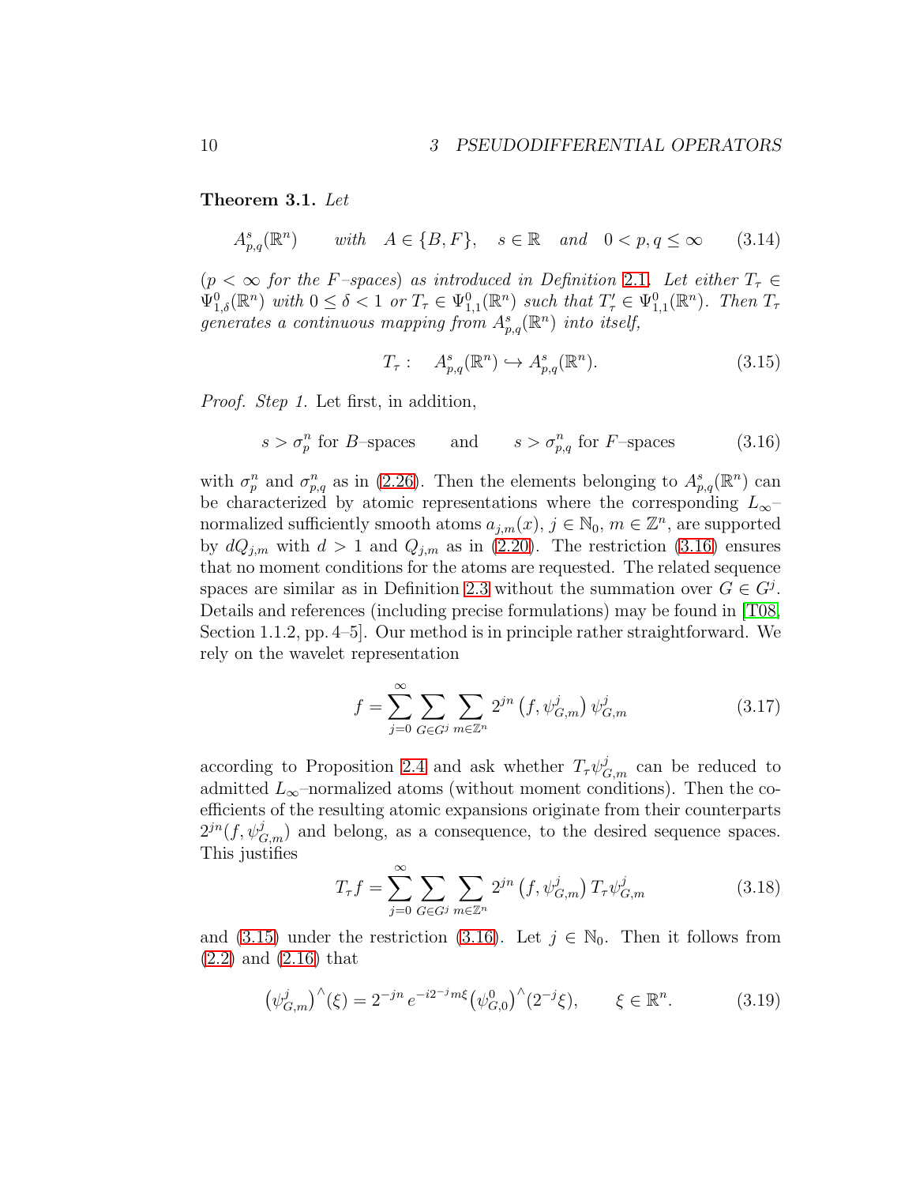**Theorem 3.1.** *Let*

$$A^s_{p,q}(\mathbb{R}^n) \qquad \textit{with} \quad A \in \{B, F\}, \quad s \in \mathbb{R} \quad \textit{and} \quad 0 < p, q \le \infty \tag{3.14}$$

*($p < \infty$ for the $F$–spaces) as introduced in Definition 2.1. Let either $T_\tau \in \Psi^0_{1,\delta}(\mathbb{R}^n)$ with $0 \le \delta < 1$ or $T_\tau \in \Psi^0_{1,1}(\mathbb{R}^n)$ such that $T'_\tau \in \Psi^0_{1,1}(\mathbb{R}^n)$. Then $T_\tau$ generates a continuous mapping from $A^s_{p,q}(\mathbb{R}^n)$ into itself,*

$$T_\tau : \quad A^s_{p,q}(\mathbb{R}^n) \hookrightarrow A^s_{p,q}(\mathbb{R}^n). \tag{3.15}$$

*Proof. Step 1.* Let first, in addition,

$$s > \sigma^n_p \text{ for } B\text{–spaces} \qquad \text{and} \qquad s > \sigma^n_{p,q} \text{ for } F\text{–spaces} \tag{3.16}$$

with $\sigma^n_p$ and $\sigma^n_{p,q}$ as in (2.26). Then the elements belonging to $A^s_{p,q}(\mathbb{R}^n)$ can be characterized by atomic representations where the corresponding $L_\infty$–normalized sufficiently smooth atoms $a_{j,m}(x)$, $j \in \mathbb{N}_0$, $m \in \mathbb{Z}^n$, are supported by $dQ_{j,m}$ with $d > 1$ and $Q_{j,m}$ as in (2.20). The restriction (3.16) ensures that no moment conditions for the atoms are requested. The related sequence spaces are similar as in Definition 2.3 without the summation over $G \in G^j$. Details and references (including precise formulations) may be found in [T08, Section 1.1.2, pp. 4–5]. Our method is in principle rather straightforward. We rely on the wavelet representation

$$f = \sum_{j=0}^{\infty} \sum_{G \in G^j} \sum_{m \in \mathbb{Z}^n} 2^{jn} \left(f, \psi^j_{G,m}\right) \psi^j_{G,m} \tag{3.17}$$

according to Proposition 2.4 and ask whether $T_\tau \psi^j_{G,m}$ can be reduced to admitted $L_\infty$–normalized atoms (without moment conditions). Then the coefficients of the resulting atomic expansions originate from their counterparts $2^{jn}(f, \psi^j_{G,m})$ and belong, as a consequence, to the desired sequence spaces. This justifies

$$T_\tau f = \sum_{j=0}^{\infty} \sum_{G \in G^j} \sum_{m \in \mathbb{Z}^n} 2^{jn} \left(f, \psi^j_{G,m}\right) T_\tau \psi^j_{G,m} \tag{3.18}$$

and (3.15) under the restriction (3.16). Let $j \in \mathbb{N}_0$. Then it follows from (2.2) and (2.16) that

$$\left(\psi^j_{G,m}\right)^\wedge(\xi) = 2^{-jn}\, e^{-i2^{-j}m\xi} \left(\psi^0_{G,0}\right)^\wedge(2^{-j}\xi), \qquad \xi \in \mathbb{R}^n. \tag{3.19}$$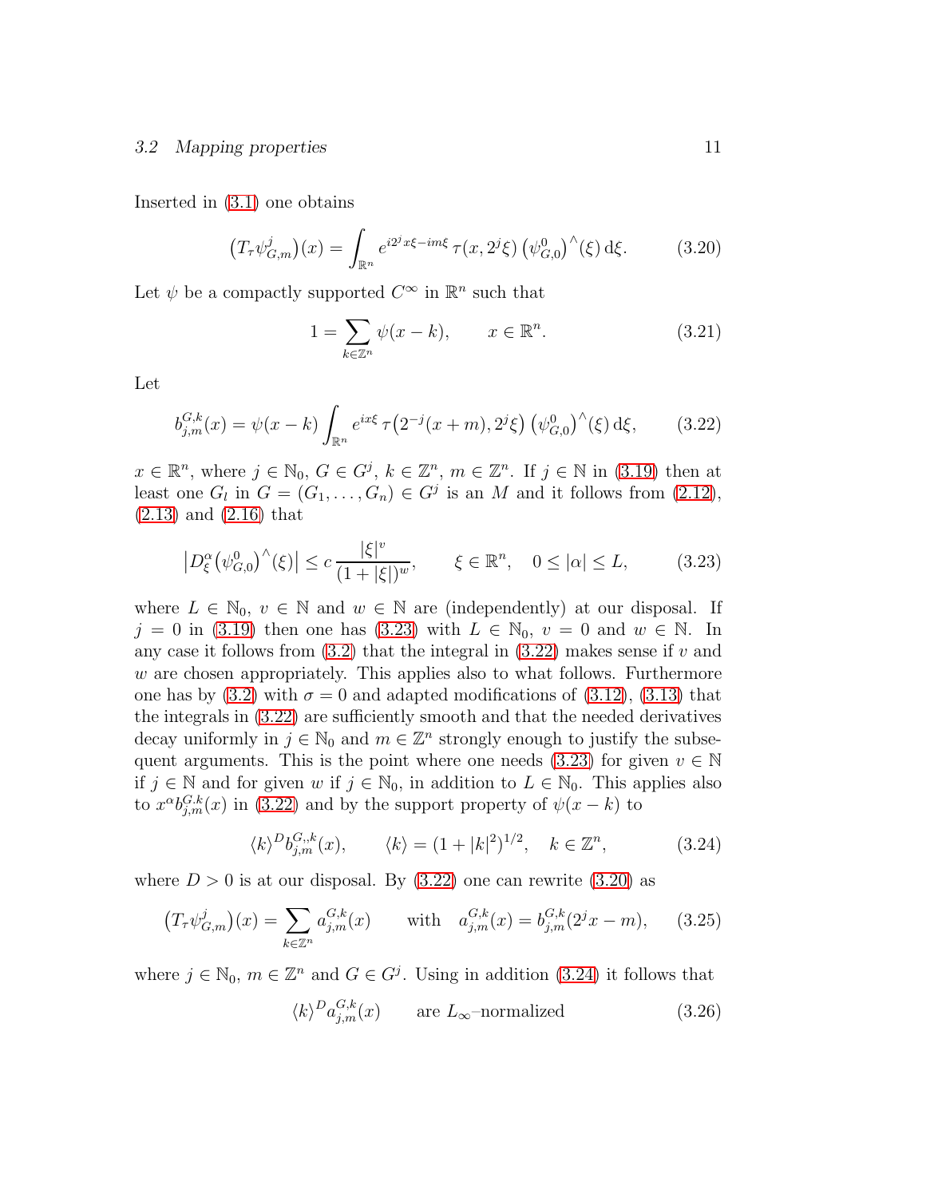Inserted in (3.1) one obtains

$$\big(T_\tau \psi^j_{G,m}\big)(x) = \int_{\mathbb{R}^n} e^{i2^j x\xi - im\xi}\, \tau(x, 2^j\xi)\, \big(\psi^0_{G,0}\big)^\wedge(\xi)\, \mathrm{d}\xi. \tag{3.20}$$

Let $\psi$ be a compactly supported $C^\infty$ in $\mathbb{R}^n$ such that

$$1 = \sum_{k\in\mathbb{Z}^n} \psi(x-k), \qquad x \in \mathbb{R}^n. \tag{3.21}$$

Let

$$b^{G,k}_{j,m}(x) = \psi(x-k) \int_{\mathbb{R}^n} e^{ix\xi}\, \tau\big(2^{-j}(x+m), 2^j\xi\big)\, \big(\psi^0_{G,0}\big)^\wedge(\xi)\, \mathrm{d}\xi, \tag{3.22}$$

$x \in \mathbb{R}^n$, where $j \in \mathbb{N}_0$, $G \in G^j$, $k \in \mathbb{Z}^n$, $m \in \mathbb{Z}^n$. If $j \in \mathbb{N}$ in (3.19) then at least one $G_l$ in $G = (G_1, \ldots, G_n) \in G^j$ is an $M$ and it follows from (2.12), (2.13) and (2.16) that

$$\big|D^\alpha_\xi \big(\psi^0_{G,0}\big)^\wedge(\xi)\big| \le c\, \frac{|\xi|^v}{(1+|\xi|)^w}, \qquad \xi \in \mathbb{R}^n, \quad 0 \le |\alpha| \le L, \tag{3.23}$$

where $L \in \mathbb{N}_0$, $v \in \mathbb{N}$ and $w \in \mathbb{N}$ are (independently) at our disposal. If $j = 0$ in (3.19) then one has (3.23) with $L \in \mathbb{N}_0$, $v = 0$ and $w \in \mathbb{N}$. In any case it follows from (3.2) that the integral in (3.22) makes sense if $v$ and $w$ are chosen appropriately. This applies also to what follows. Furthermore one has by (3.2) with $\sigma = 0$ and adapted modifications of (3.12), (3.13) that the integrals in (3.22) are sufficiently smooth and that the needed derivatives decay uniformly in $j \in \mathbb{N}_0$ and $m \in \mathbb{Z}^n$ strongly enough to justify the subsequent arguments. This is the point where one needs (3.23) for given $v \in \mathbb{N}$ if $j \in \mathbb{N}$ and for given $w$ if $j \in \mathbb{N}_0$, in addition to $L \in \mathbb{N}_0$. This applies also to $x^\alpha b^{G,k}_{j,m}(x)$ in (3.22) and by the support property of $\psi(x-k)$ to

$$\langle k \rangle^D b^{G,,k}_{j,m}(x), \qquad \langle k \rangle = (1+|k|^2)^{1/2}, \quad k \in \mathbb{Z}^n, \tag{3.24}$$

where $D > 0$ is at our disposal. By (3.22) one can rewrite (3.20) as

$$\big(T_\tau \psi^j_{G,m}\big)(x) = \sum_{k\in\mathbb{Z}^n} a^{G,k}_{j,m}(x) \qquad \text{with} \quad a^{G,k}_{j,m}(x) = b^{G,k}_{j,m}(2^j x - m), \tag{3.25}$$

where $j \in \mathbb{N}_0$, $m \in \mathbb{Z}^n$ and $G \in G^j$. Using in addition (3.24) it follows that

$$\langle k \rangle^D a^{G,k}_{j,m}(x) \qquad \text{are } L_\infty\text{–normalized} \tag{3.26}$$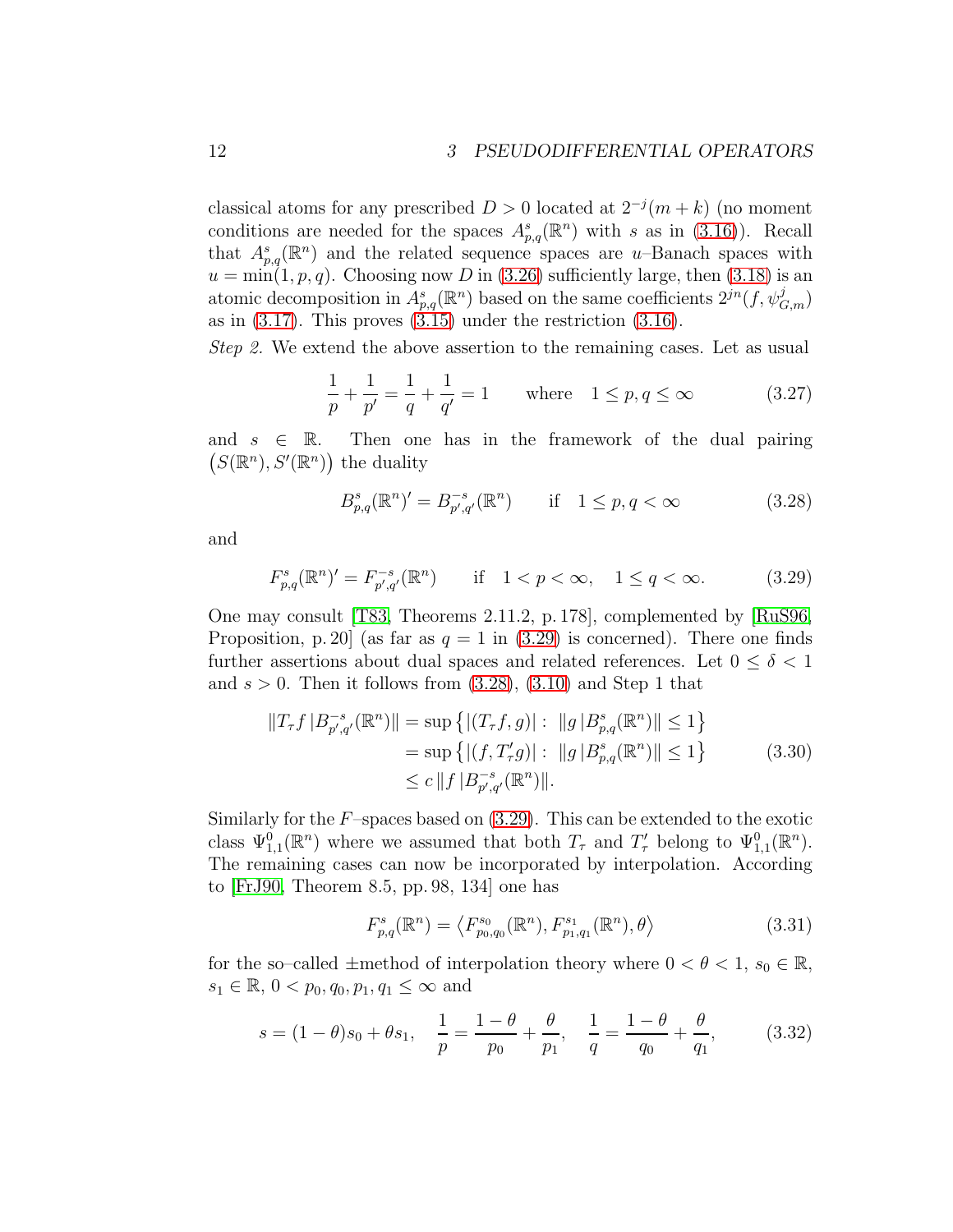classical atoms for any prescribed $D > 0$ located at $2^{-j}(m+k)$ (no moment conditions are needed for the spaces $A^s_{p,q}(\mathbb{R}^n)$ with $s$ as in (3.16)). Recall that $A^s_{p,q}(\mathbb{R}^n)$ and the related sequence spaces are $u$–Banach spaces with $u = \min(1, p, q)$. Choosing now $D$ in (3.26) sufficiently large, then (3.18) is an atomic decomposition in $A^s_{p,q}(\mathbb{R}^n)$ based on the same coefficients $2^{jn}(f, \psi^j_{G,m})$ as in (3.17). This proves (3.15) under the restriction (3.16).

*Step 2.* We extend the above assertion to the remaining cases. Let as usual

$$\frac{1}{p} + \frac{1}{p'} = \frac{1}{q} + \frac{1}{q'} = 1 \qquad \text{where} \quad 1 \le p, q \le \infty \tag{3.27}$$

and $s \in \mathbb{R}$. Then one has in the framework of the dual pairing $\big(S(\mathbb{R}^n), S'(\mathbb{R}^n)\big)$ the duality

$$B^s_{p,q}(\mathbb{R}^n)' = B^{-s}_{p',q'}(\mathbb{R}^n) \qquad \text{if} \quad 1 \le p, q < \infty \tag{3.28}$$

and

$$F^s_{p,q}(\mathbb{R}^n)' = F^{-s}_{p',q'}(\mathbb{R}^n) \qquad \text{if} \quad 1 < p < \infty, \quad 1 \le q < \infty. \tag{3.29}$$

One may consult [T83, Theorems 2.11.2, p. 178], complemented by [RuS96, Proposition, p. 20] (as far as $q = 1$ in (3.29) is concerned). There one finds further assertions about dual spaces and related references. Let $0 \le \delta < 1$ and $s > 0$. Then it follows from (3.28), (3.10) and Step 1 that

$$\begin{aligned}
\|T_\tau f \,|B^{-s}_{p',q'}(\mathbb{R}^n)\| &= \sup\big\{|(T_\tau f, g)| : \ \|g\,|B^s_{p,q}(\mathbb{R}^n)\| \le 1\big\} \\
&= \sup\big\{|(f, T'_\tau g)| : \ \|g\,|B^s_{p,q}(\mathbb{R}^n)\| \le 1\big\} \\
&\le c\,\|f\,|B^{-s}_{p',q'}(\mathbb{R}^n)\|.
\end{aligned} \tag{3.30}$$

Similarly for the $F$–spaces based on (3.29). This can be extended to the exotic class $\Psi^0_{1,1}(\mathbb{R}^n)$ where we assumed that both $T_\tau$ and $T'_\tau$ belong to $\Psi^0_{1,1}(\mathbb{R}^n)$. The remaining cases can now be incorporated by interpolation. According to [FrJ90, Theorem 8.5, pp. 98, 134] one has

$$F^s_{p,q}(\mathbb{R}^n) = \big\langle F^{s_0}_{p_0,q_0}(\mathbb{R}^n), F^{s_1}_{p_1,q_1}(\mathbb{R}^n), \theta\big\rangle \tag{3.31}$$

for the so–called $\pm$method of interpolation theory where $0 < \theta < 1$, $s_0 \in \mathbb{R}$, $s_1 \in \mathbb{R}$, $0 < p_0, q_0, p_1, q_1 \le \infty$ and

$$s = (1-\theta)s_0 + \theta s_1, \quad \frac{1}{p} = \frac{1-\theta}{p_0} + \frac{\theta}{p_1}, \quad \frac{1}{q} = \frac{1-\theta}{q_0} + \frac{\theta}{q_1}, \tag{3.32}$$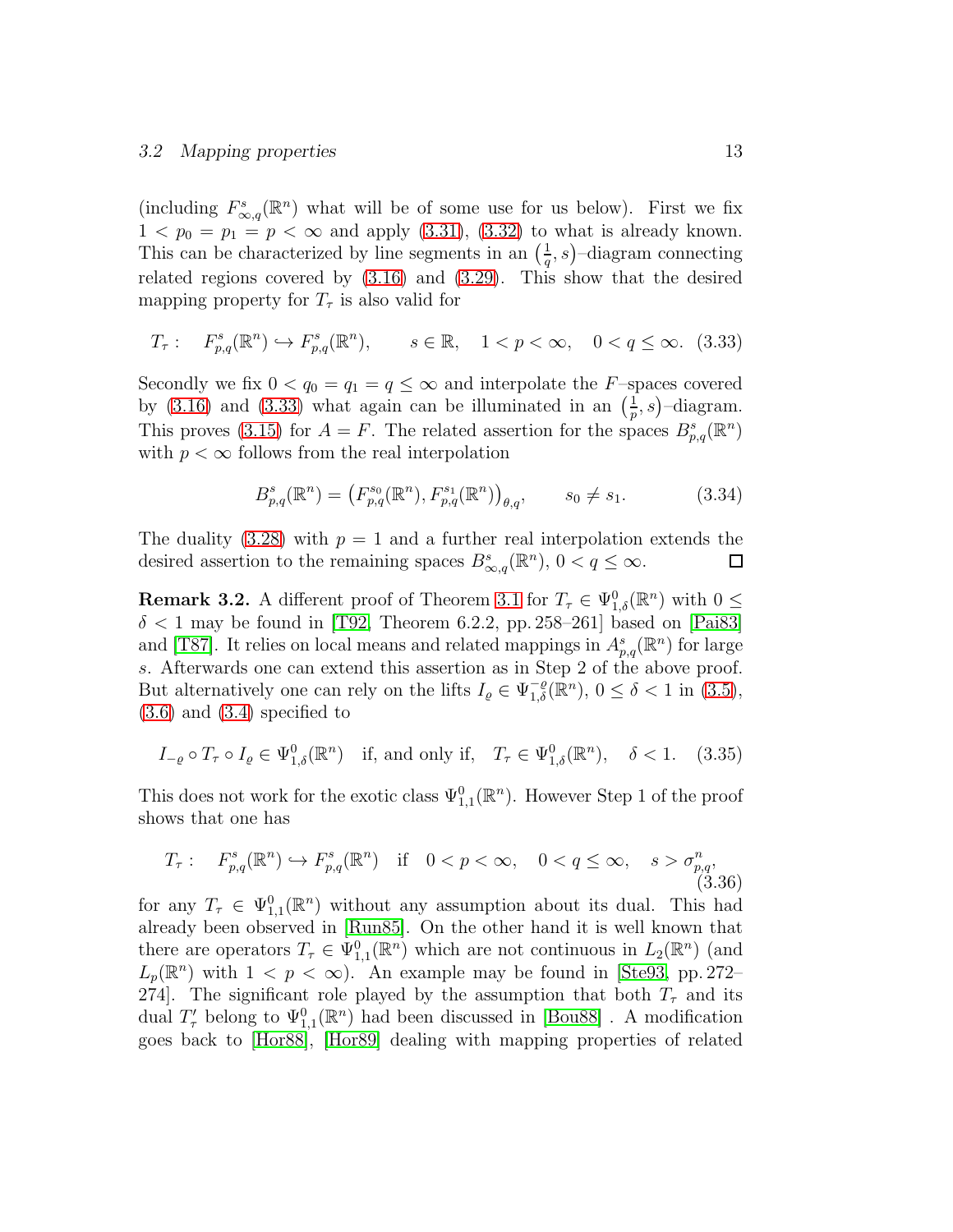(including $F^s_{\infty,q}(\mathbb{R}^n)$ what will be of some use for us below). First we fix $1 < p_0 = p_1 = p < \infty$ and apply (3.31), (3.32) to what is already known. This can be characterized by line segments in an $\left(\frac{1}{q}, s\right)$–diagram connecting related regions covered by (3.16) and (3.29). This show that the desired mapping property for $T_\tau$ is also valid for

$$T_\tau : \quad F^s_{p,q}(\mathbb{R}^n) \hookrightarrow F^s_{p,q}(\mathbb{R}^n), \qquad s \in \mathbb{R}, \quad 1 < p < \infty, \quad 0 < q \le \infty. \quad (3.33)$$

Secondly we fix $0 < q_0 = q_1 = q \le \infty$ and interpolate the $F$–spaces covered by (3.16) and (3.33) what again can be illuminated in an $\left(\frac{1}{p}, s\right)$–diagram. This proves (3.15) for $A = F$. The related assertion for the spaces $B^s_{p,q}(\mathbb{R}^n)$ with $p < \infty$ follows from the real interpolation

$$B^s_{p,q}(\mathbb{R}^n) = \left( F^{s_0}_{p,q}(\mathbb{R}^n), F^{s_1}_{p,q}(\mathbb{R}^n) \right)_{\theta,q}, \qquad s_0 \neq s_1. \quad (3.34)$$

The duality (3.28) with $p = 1$ and a further real interpolation extends the desired assertion to the remaining spaces $B^s_{\infty,q}(\mathbb{R}^n)$, $0 < q \le \infty$. □

**Remark 3.2.** A different proof of Theorem 3.1 for $T_\tau \in \Psi^0_{1,\delta}(\mathbb{R}^n)$ with $0 \le \delta < 1$ may be found in [T92, Theorem 6.2.2, pp. 258–261] based on [Pai83] and [T87]. It relies on local means and related mappings in $A^s_{p,q}(\mathbb{R}^n)$ for large $s$. Afterwards one can extend this assertion as in Step 2 of the above proof. But alternatively one can rely on the lifts $I_\varrho \in \Psi^{-\varrho}_{1,\delta}(\mathbb{R}^n)$, $0 \le \delta < 1$ in (3.5), (3.6) and (3.4) specified to

$$I_{-\varrho} \circ T_\tau \circ I_\varrho \in \Psi^0_{1,\delta}(\mathbb{R}^n) \quad \text{if, and only if,} \quad T_\tau \in \Psi^0_{1,\delta}(\mathbb{R}^n), \quad \delta < 1. \quad (3.35)$$

This does not work for the exotic class $\Psi^0_{1,1}(\mathbb{R}^n)$. However Step 1 of the proof shows that one has

$$T_\tau : \quad F^s_{p,q}(\mathbb{R}^n) \hookrightarrow F^s_{p,q}(\mathbb{R}^n) \quad \text{if} \quad 0 < p < \infty, \quad 0 < q \le \infty, \quad s > \sigma^n_{p,q}, \quad (3.36)$$

for any $T_\tau \in \Psi^0_{1,1}(\mathbb{R}^n)$ without any assumption about its dual. This had already been observed in [Run85]. On the other hand it is well known that there are operators $T_\tau \in \Psi^0_{1,1}(\mathbb{R}^n)$ which are not continuous in $L_2(\mathbb{R}^n)$ (and $L_p(\mathbb{R}^n)$ with $1 < p < \infty$). An example may be found in [Ste93, pp. 272–274]. The significant role played by the assumption that both $T_\tau$ and its dual $T'_\tau$ belong to $\Psi^0_{1,1}(\mathbb{R}^n)$ had been discussed in [Bou88] . A modification goes back to [Hor88], [Hor89] dealing with mapping properties of related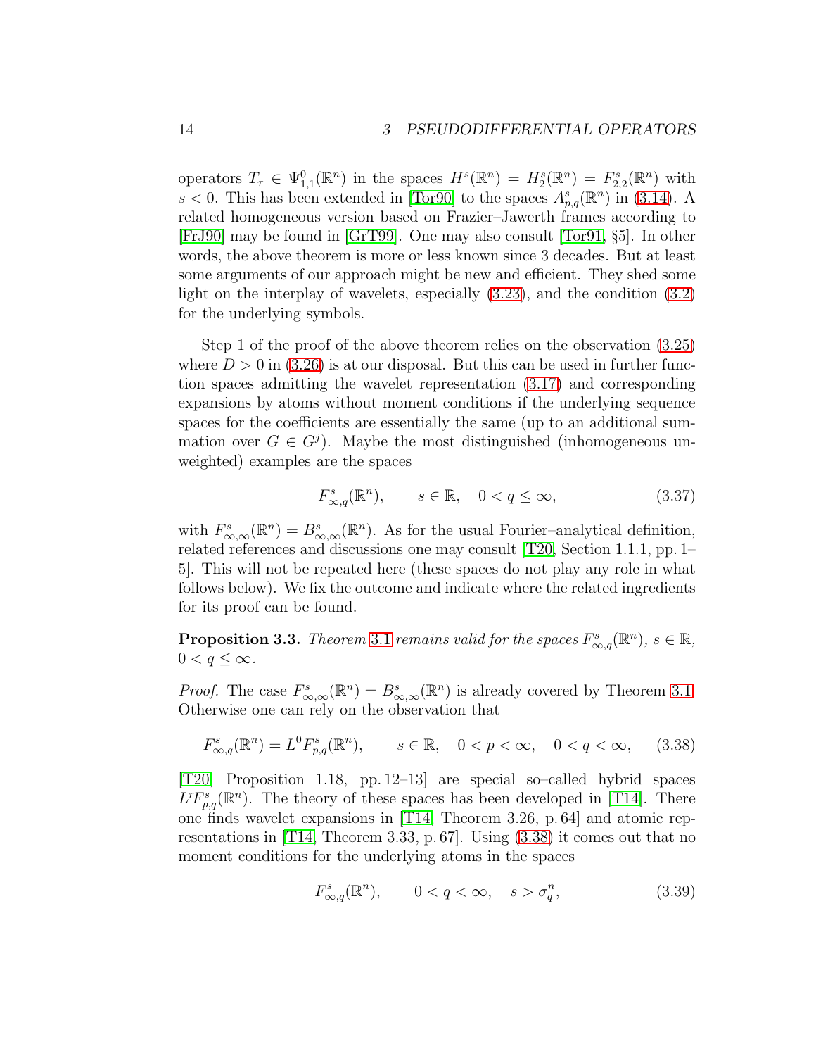operators $T_\tau \in \Psi^0_{1,1}(\mathbb{R}^n)$ in the spaces $H^s(\mathbb{R}^n) = H^s_2(\mathbb{R}^n) = F^s_{2,2}(\mathbb{R}^n)$ with $s < 0$. This has been extended in [Tor90] to the spaces $A^s_{p,q}(\mathbb{R}^n)$ in (3.14). A related homogeneous version based on Frazier–Jawerth frames according to [FrJ90] may be found in [GrT99]. One may also consult [Tor91, §5]. In other words, the above theorem is more or less known since 3 decades. But at least some arguments of our approach might be new and efficient. They shed some light on the interplay of wavelets, especially (3.23), and the condition (3.2) for the underlying symbols.

Step 1 of the proof of the above theorem relies on the observation (3.25) where $D > 0$ in (3.26) is at our disposal. But this can be used in further function spaces admitting the wavelet representation (3.17) and corresponding expansions by atoms without moment conditions if the underlying sequence spaces for the coefficients are essentially the same (up to an additional summation over $G \in G^j$). Maybe the most distinguished (inhomogeneous unweighted) examples are the spaces

$$F^s_{\infty,q}(\mathbb{R}^n), \qquad s \in \mathbb{R}, \quad 0 < q \le \infty, \tag{3.37}$$

with $F^s_{\infty,\infty}(\mathbb{R}^n) = B^s_{\infty,\infty}(\mathbb{R}^n)$. As for the usual Fourier–analytical definition, related references and discussions one may consult [T20, Section 1.1.1, pp. 1–5]. This will not be repeated here (these spaces do not play any role in what follows below). We fix the outcome and indicate where the related ingredients for its proof can be found.

**Proposition 3.3.** *Theorem 3.1 remains valid for the spaces $F^s_{\infty,q}(\mathbb{R}^n)$, $s \in \mathbb{R}$, $0 < q \le \infty$.*

*Proof.* The case $F^s_{\infty,\infty}(\mathbb{R}^n) = B^s_{\infty,\infty}(\mathbb{R}^n)$ is already covered by Theorem 3.1. Otherwise one can rely on the observation that

$$F^s_{\infty,q}(\mathbb{R}^n) = L^0 F^s_{p,q}(\mathbb{R}^n), \qquad s \in \mathbb{R}, \quad 0 < p < \infty, \quad 0 < q < \infty, \tag{3.38}$$

[T20, Proposition 1.18, pp. 12–13] are special so–called hybrid spaces $L^r F^s_{p,q}(\mathbb{R}^n)$. The theory of these spaces has been developed in [T14]. There one finds wavelet expansions in [T14, Theorem 3.26, p. 64] and atomic representations in [T14, Theorem 3.33, p. 67]. Using (3.38) it comes out that no moment conditions for the underlying atoms in the spaces

$$F^s_{\infty,q}(\mathbb{R}^n), \qquad 0 < q < \infty, \quad s > \sigma^n_q, \tag{3.39}$$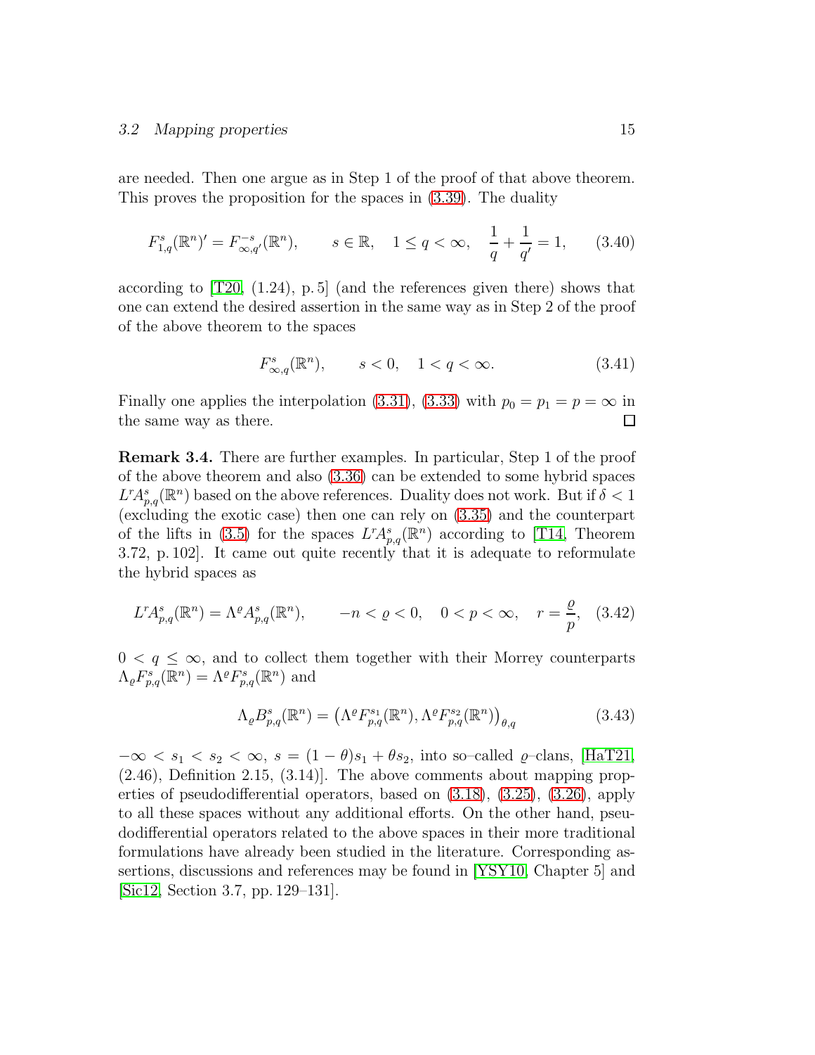are needed. Then one argue as in Step 1 of the proof of that above theorem. This proves the proposition for the spaces in (3.39). The duality

$$F^s_{1,q}(\mathbb{R}^n)' = F^{-s}_{\infty,q'}(\mathbb{R}^n), \qquad s \in \mathbb{R}, \quad 1 \le q < \infty, \quad \frac{1}{q} + \frac{1}{q'} = 1, \tag{3.40}$$

according to [T20, (1.24), p. 5] (and the references given there) shows that one can extend the desired assertion in the same way as in Step 2 of the proof of the above theorem to the spaces

$$F^s_{\infty,q}(\mathbb{R}^n), \qquad s < 0, \quad 1 < q < \infty. \tag{3.41}$$

Finally one applies the interpolation (3.31), (3.33) with $p_0 = p_1 = p = \infty$ in the same way as there. $\square$

**Remark 3.4.** There are further examples. In particular, Step 1 of the proof of the above theorem and also (3.36) can be extended to some hybrid spaces $L^r A^s_{p,q}(\mathbb{R}^n)$ based on the above references. Duality does not work. But if $\delta < 1$ (excluding the exotic case) then one can rely on (3.35) and the counterpart of the lifts in (3.5) for the spaces $L^r A^s_{p,q}(\mathbb{R}^n)$ according to [T14, Theorem 3.72, p. 102]. It came out quite recently that it is adequate to reformulate the hybrid spaces as

$$L^r A^s_{p,q}(\mathbb{R}^n) = \Lambda^\varrho A^s_{p,q}(\mathbb{R}^n), \qquad -n < \varrho < 0, \quad 0 < p < \infty, \quad r = \frac{\varrho}{p}, \tag{3.42}$$

$0 < q \le \infty$, and to collect them together with their Morrey counterparts $\Lambda_\varrho F^s_{p,q}(\mathbb{R}^n) = \Lambda^\varrho F^s_{p,q}(\mathbb{R}^n)$ and

$$\Lambda_\varrho B^s_{p,q}(\mathbb{R}^n) = \big(\Lambda^\varrho F^{s_1}_{p,q}(\mathbb{R}^n), \Lambda^\varrho F^{s_2}_{p,q}(\mathbb{R}^n)\big)_{\theta,q} \tag{3.43}$$

$-\infty < s_1 < s_2 < \infty$, $s = (1-\theta)s_1 + \theta s_2$, into so–called $\varrho$–clans, [HaT21, (2.46), Definition 2.15, (3.14)]. The above comments about mapping properties of pseudodifferential operators, based on (3.18), (3.25), (3.26), apply to all these spaces without any additional efforts. On the other hand, pseudodifferential operators related to the above spaces in their more traditional formulations have already been studied in the literature. Corresponding assertions, discussions and references may be found in [YSY10, Chapter 5] and [Sic12, Section 3.7, pp. 129–131].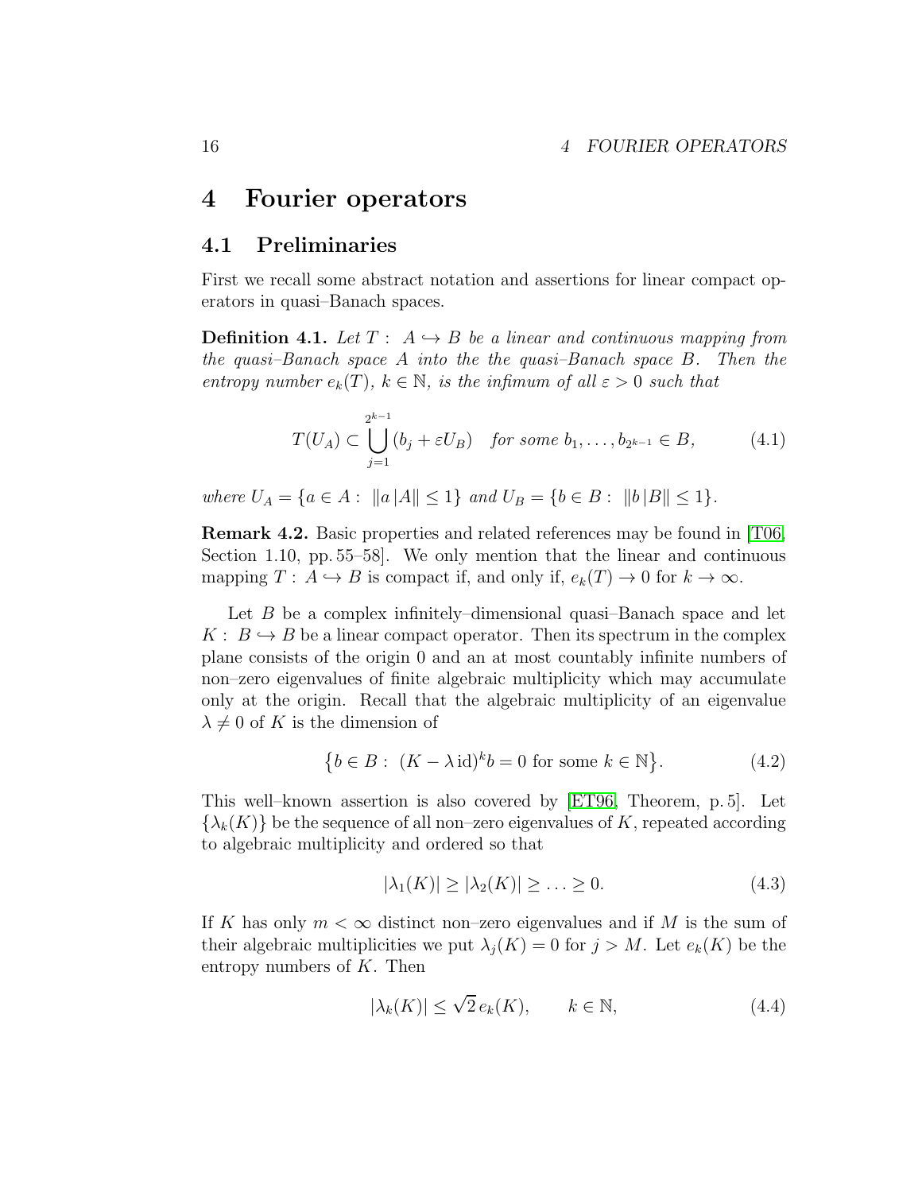# 4 Fourier operators

## 4.1 Preliminaries

First we recall some abstract notation and assertions for linear compact operators in quasi–Banach spaces.

**Definition 4.1.** *Let $T: \, A \hookrightarrow B$ be a linear and continuous mapping from the quasi–Banach space $A$ into the the quasi–Banach space $B$. Then the entropy number $e_k(T)$, $k \in \mathbb{N}$, is the infimum of all $\varepsilon > 0$ such that*

$$T(U_A) \subset \bigcup_{j=1}^{2^{k-1}} (b_j + \varepsilon U_B) \quad \text{for some } b_1, \ldots, b_{2^{k-1}} \in B, \tag{4.1}$$

*where $U_A = \{a \in A : \, \|a \,|A\| \le 1\}$ and $U_B = \{b \in B : \, \|b \,|B\| \le 1\}$.*

**Remark 4.2.** Basic properties and related references may be found in [T06, Section 1.10, pp. 55–58]. We only mention that the linear and continuous mapping $T: \, A \hookrightarrow B$ is compact if, and only if, $e_k(T) \to 0$ for $k \to \infty$.

Let $B$ be a complex infinitely–dimensional quasi–Banach space and let $K: \, B \hookrightarrow B$ be a linear compact operator. Then its spectrum in the complex plane consists of the origin 0 and an at most countably infinite numbers of non–zero eigenvalues of finite algebraic multiplicity which may accumulate only at the origin. Recall that the algebraic multiplicity of an eigenvalue $\lambda \neq 0$ of $K$ is the dimension of

$$\big\{ b \in B : \, (K - \lambda \, \mathrm{id})^k b = 0 \text{ for some } k \in \mathbb{N} \big\}. \tag{4.2}$$

This well–known assertion is also covered by [ET96, Theorem, p. 5]. Let $\{\lambda_k(K)\}$ be the sequence of all non–zero eigenvalues of $K$, repeated according to algebraic multiplicity and ordered so that

$$|\lambda_1(K)| \ge |\lambda_2(K)| \ge \ldots \ge 0. \tag{4.3}$$

If $K$ has only $m < \infty$ distinct non–zero eigenvalues and if $M$ is the sum of their algebraic multiplicities we put $\lambda_j(K) = 0$ for $j > M$. Let $e_k(K)$ be the entropy numbers of $K$. Then

$$|\lambda_k(K)| \le \sqrt{2} \, e_k(K), \qquad k \in \mathbb{N}, \tag{4.4}$$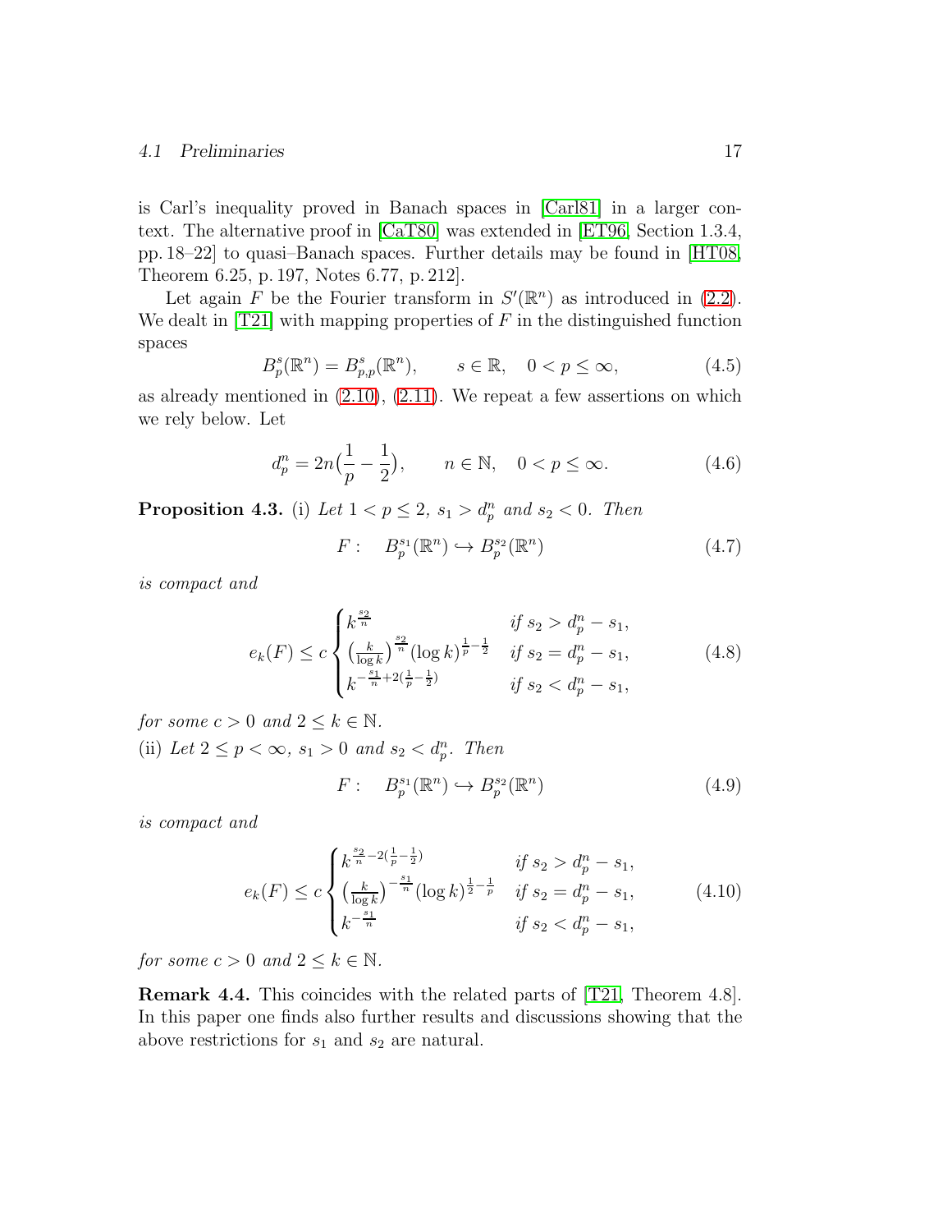is Carl's inequality proved in Banach spaces in [Carl81] in a larger context. The alternative proof in [CaT80] was extended in [ET96, Section 1.3.4, pp. 18–22] to quasi–Banach spaces. Further details may be found in [HT08, Theorem 6.25, p. 197, Notes 6.77, p. 212].

Let again $F$ be the Fourier transform in $S'(\mathbb{R}^n)$ as introduced in (2.2). We dealt in [T21] with mapping properties of $F$ in the distinguished function spaces

$$B^s_p(\mathbb{R}^n) = B^s_{p,p}(\mathbb{R}^n), \qquad s \in \mathbb{R}, \quad 0 < p \le \infty, \tag{4.5}$$

as already mentioned in (2.10), (2.11). We repeat a few assertions on which we rely below. Let

$$d^n_p = 2n\big(\frac{1}{p} - \frac{1}{2}\big), \qquad n \in \mathbb{N}, \quad 0 < p \le \infty. \tag{4.6}$$

**Proposition 4.3.** (i) *Let $1 < p \le 2$, $s_1 > d^n_p$ and $s_2 < 0$. Then*

$$F: \quad B^{s_1}_p(\mathbb{R}^n) \hookrightarrow B^{s_2}_p(\mathbb{R}^n) \tag{4.7}$$

*is compact and*

$$e_k(F) \le c \begin{cases} k^{\frac{s_2}{n}} & \text{if } s_2 > d^n_p - s_1, \\ \big(\frac{k}{\log k}\big)^{\frac{s_2}{n}} (\log k)^{\frac{1}{p} - \frac{1}{2}} & \text{if } s_2 = d^n_p - s_1, \\ k^{-\frac{s_1}{n} + 2(\frac{1}{p} - \frac{1}{2})} & \text{if } s_2 < d^n_p - s_1, \end{cases} \tag{4.8}$$

*for some $c > 0$ and $2 \le k \in \mathbb{N}$.*
(ii) *Let $2 \le p < \infty$, $s_1 > 0$ and $s_2 < d^n_p$. Then*

$$F: \quad B^{s_1}_p(\mathbb{R}^n) \hookrightarrow B^{s_2}_p(\mathbb{R}^n) \tag{4.9}$$

*is compact and*

$$e_k(F) \le c \begin{cases} k^{\frac{s_2}{n} - 2(\frac{1}{p} - \frac{1}{2})} & \text{if } s_2 > d^n_p - s_1, \\ \big(\frac{k}{\log k}\big)^{-\frac{s_1}{n}} (\log k)^{\frac{1}{2} - \frac{1}{p}} & \text{if } s_2 = d^n_p - s_1, \\ k^{-\frac{s_1}{n}} & \text{if } s_2 < d^n_p - s_1, \end{cases} \tag{4.10}$$

*for some $c > 0$ and $2 \le k \in \mathbb{N}$.*

**Remark 4.4.** This coincides with the related parts of [T21, Theorem 4.8]. In this paper one finds also further results and discussions showing that the above restrictions for $s_1$ and $s_2$ are natural.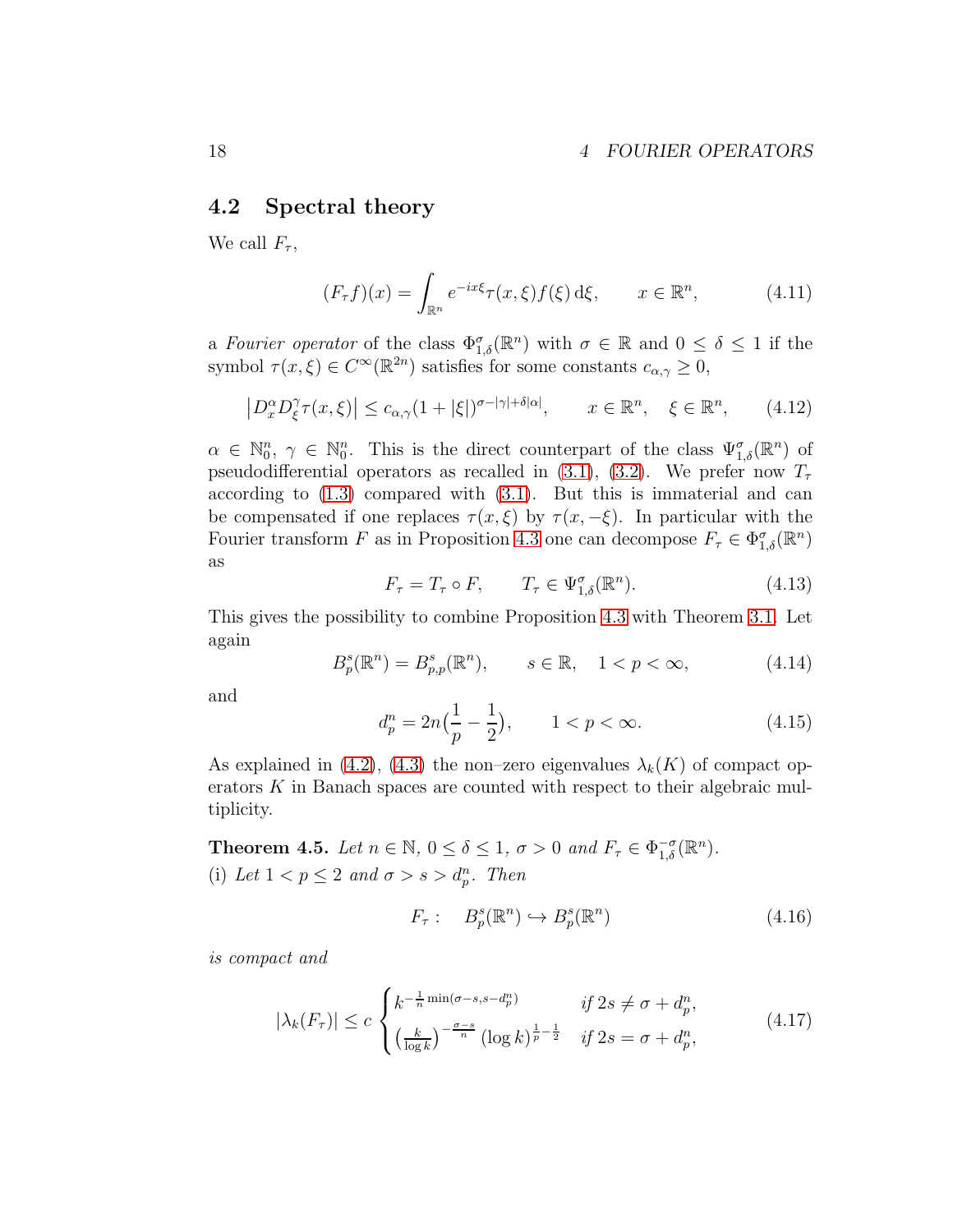## 4.2 Spectral theory

We call $F_\tau$,

$$(F_\tau f)(x) = \int_{\mathbb{R}^n} e^{-ix\xi} \tau(x,\xi) f(\xi) \, \mathrm{d}\xi, \qquad x \in \mathbb{R}^n, \tag{4.11}$$

a *Fourier operator* of the class $\Phi^\sigma_{1,\delta}(\mathbb{R}^n)$ with $\sigma \in \mathbb{R}$ and $0 \le \delta \le 1$ if the symbol $\tau(x,\xi) \in C^\infty(\mathbb{R}^{2n})$ satisfies for some constants $c_{\alpha,\gamma} \ge 0$,

$$\big| D^\alpha_x D^\gamma_\xi \tau(x,\xi) \big| \le c_{\alpha,\gamma} (1 + |\xi|)^{\sigma - |\gamma| + \delta |\alpha|}, \qquad x \in \mathbb{R}^n, \quad \xi \in \mathbb{R}^n, \tag{4.12}$$

$\alpha \in \mathbb{N}^n_0$, $\gamma \in \mathbb{N}^n_0$. This is the direct counterpart of the class $\Psi^\sigma_{1,\delta}(\mathbb{R}^n)$ of pseudodifferential operators as recalled in (3.1), (3.2). We prefer now $T_\tau$ according to (1.3) compared with (3.1). But this is immaterial and can be compensated if one replaces $\tau(x,\xi)$ by $\tau(x,-\xi)$. In particular with the Fourier transform $F$ as in Proposition 4.3 one can decompose $F_\tau \in \Phi^\sigma_{1,\delta}(\mathbb{R}^n)$ as

$$F_\tau = T_\tau \circ F, \qquad T_\tau \in \Psi^\sigma_{1,\delta}(\mathbb{R}^n). \tag{4.13}$$

This gives the possibility to combine Proposition 4.3 with Theorem 3.1. Let again

$$B^s_p(\mathbb{R}^n) = B^s_{p,p}(\mathbb{R}^n), \qquad s \in \mathbb{R}, \quad 1 < p < \infty, \tag{4.14}$$

and

$$d^n_p = 2n \big( \frac{1}{p} - \frac{1}{2} \big), \qquad 1 < p < \infty. \tag{4.15}$$

As explained in (4.2), (4.3) the non–zero eigenvalues $\lambda_k(K)$ of compact operators $K$ in Banach spaces are counted with respect to their algebraic multiplicity.

**Theorem 4.5.** *Let $n \in \mathbb{N}$, $0 \le \delta \le 1$, $\sigma > 0$ and $F_\tau \in \Phi^{-\sigma}_{1,\delta}(\mathbb{R}^n)$.*
(i) *Let $1 < p \le 2$ and $\sigma > s > d^n_p$. Then*

$$F_\tau : \quad B^s_p(\mathbb{R}^n) \hookrightarrow B^s_p(\mathbb{R}^n) \tag{4.16}$$

*is compact and*

$$|\lambda_k(F_\tau)| \le c \begin{cases} k^{-\frac{1}{n}\min(\sigma - s, s - d^n_p)} & \text{if } 2s \ne \sigma + d^n_p, \\ \big( \frac{k}{\log k} \big)^{-\frac{\sigma - s}{n}} (\log k)^{\frac{1}{p} - \frac{1}{2}} & \text{if } 2s = \sigma + d^n_p, \end{cases} \tag{4.17}$$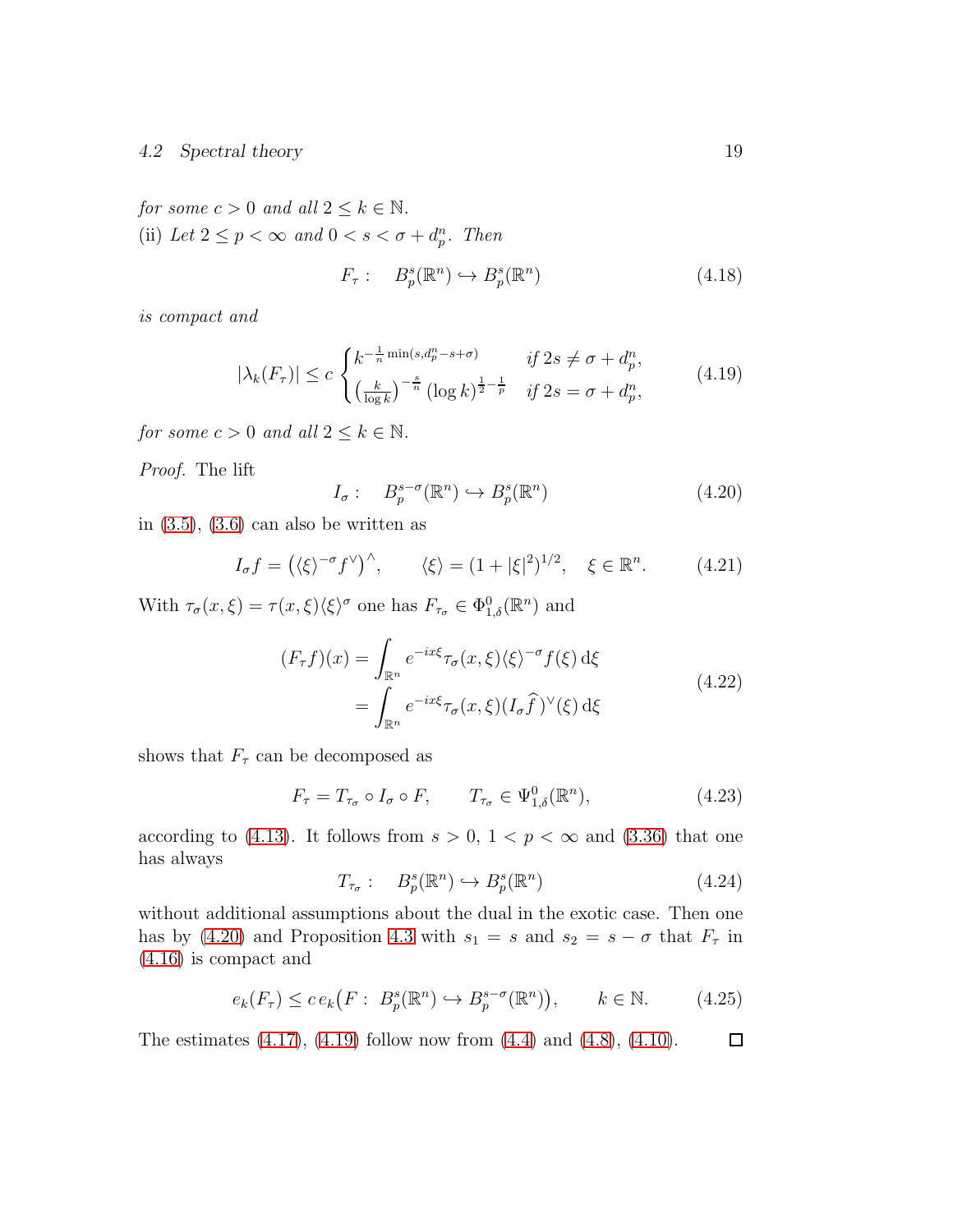*for some $c > 0$ and all $2 \le k \in \mathbb{N}$.*
(ii) *Let $2 \le p < \infty$ and $0 < s < \sigma + d^n_p$. Then*

$$F_\tau : \quad B^s_p(\mathbb{R}^n) \hookrightarrow B^s_p(\mathbb{R}^n) \tag{4.18}$$

*is compact and*

$$|\lambda_k(F_\tau)| \le c \begin{cases} k^{-\frac{1}{n}\min(s, d^n_p - s + \sigma)} & \text{if } 2s \ne \sigma + d^n_p, \\ \big(\frac{k}{\log k}\big)^{-\frac{s}{n}} (\log k)^{\frac{1}{2} - \frac{1}{p}} & \text{if } 2s = \sigma + d^n_p, \end{cases} \tag{4.19}$$

*for some $c > 0$ and all $2 \le k \in \mathbb{N}$.*

*Proof.* The lift

$$I_\sigma : \quad B^{s-\sigma}_p(\mathbb{R}^n) \hookrightarrow B^s_p(\mathbb{R}^n) \tag{4.20}$$

in (3.5), (3.6) can also be written as

$$I_\sigma f = \big(\langle \xi \rangle^{-\sigma} f^\vee\big)^\wedge, \qquad \langle \xi \rangle = (1 + |\xi|^2)^{1/2}, \quad \xi \in \mathbb{R}^n. \tag{4.21}$$

With $\tau_\sigma(x, \xi) = \tau(x, \xi)\langle \xi \rangle^\sigma$ one has $F_{\tau_\sigma} \in \Phi^0_{1,\delta}(\mathbb{R}^n)$ and

$$\begin{aligned} (F_\tau f)(x) &= \int_{\mathbb{R}^n} e^{-ix\xi} \tau_\sigma(x, \xi) \langle \xi \rangle^{-\sigma} f(\xi) \, \mathrm{d}\xi \\ &= \int_{\mathbb{R}^n} e^{-ix\xi} \tau_\sigma(x, \xi) (I_\sigma \widehat{f}\,)^\vee(\xi) \, \mathrm{d}\xi \end{aligned} \tag{4.22}$$

shows that $F_\tau$ can be decomposed as

$$F_\tau = T_{\tau_\sigma} \circ I_\sigma \circ F, \qquad T_{\tau_\sigma} \in \Psi^0_{1,\delta}(\mathbb{R}^n), \tag{4.23}$$

according to (4.13). It follows from $s > 0$, $1 < p < \infty$ and (3.36) that one has always

$$T_{\tau_\sigma} : \quad B^s_p(\mathbb{R}^n) \hookrightarrow B^s_p(\mathbb{R}^n) \tag{4.24}$$

without additional assumptions about the dual in the exotic case. Then one has by (4.20) and Proposition 4.3 with $s_1 = s$ and $s_2 = s - \sigma$ that $F_\tau$ in (4.16) is compact and

$$e_k(F_\tau) \le c \, e_k\big(F : \; B^s_p(\mathbb{R}^n) \hookrightarrow B^{s-\sigma}_p(\mathbb{R}^n)\big), \qquad k \in \mathbb{N}. \tag{4.25}$$

The estimates (4.17), (4.19) follow now from (4.4) and (4.8), (4.10). □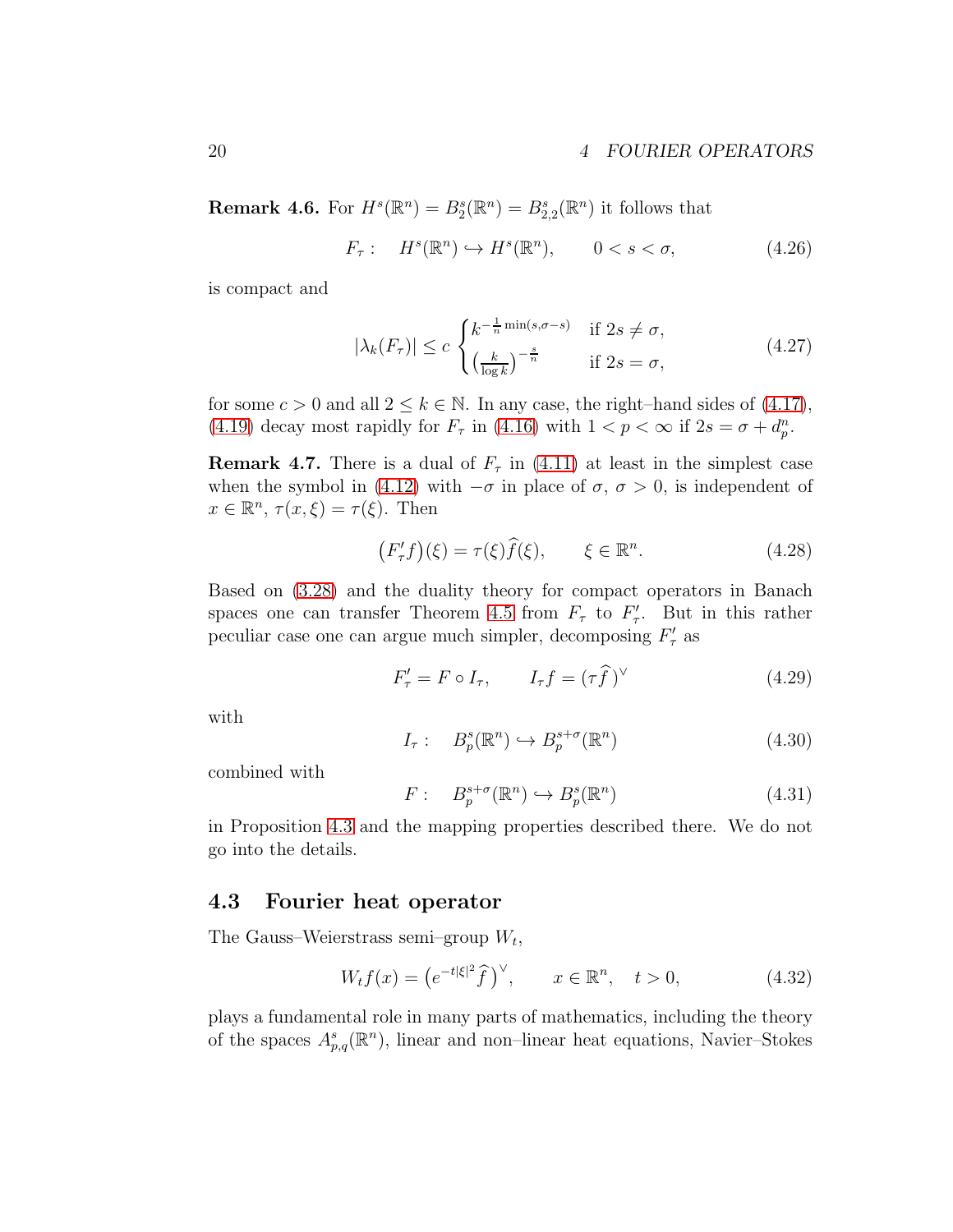**Remark 4.6.** For $H^s(\mathbb{R}^n) = B^s_2(\mathbb{R}^n) = B^s_{2,2}(\mathbb{R}^n)$ it follows that

$$F_\tau : \quad H^s(\mathbb{R}^n) \hookrightarrow H^s(\mathbb{R}^n), \qquad 0 < s < \sigma, \tag{4.26}$$

is compact and

$$|\lambda_k(F_\tau)| \le c \begin{cases} k^{-\frac{1}{n}\min(s,\sigma-s)} & \text{if } 2s \neq \sigma, \\ \big(\frac{k}{\log k}\big)^{-\frac{s}{n}} & \text{if } 2s = \sigma, \end{cases} \tag{4.27}$$

for some $c > 0$ and all $2 \le k \in \mathbb{N}$. In any case, the right–hand sides of (4.17), (4.19) decay most rapidly for $F_\tau$ in (4.16) with $1 < p < \infty$ if $2s = \sigma + d^n_p$.

**Remark 4.7.** There is a dual of $F_\tau$ in (4.11) at least in the simplest case when the symbol in (4.12) with $-\sigma$ in place of $\sigma$, $\sigma > 0$, is independent of $x \in \mathbb{R}^n$, $\tau(x,\xi) = \tau(\xi)$. Then

$$\big(F'_\tau f\big)(\xi) = \tau(\xi)\widehat{f}(\xi), \qquad \xi \in \mathbb{R}^n. \tag{4.28}$$

Based on (3.28) and the duality theory for compact operators in Banach spaces one can transfer Theorem 4.5 from $F_\tau$ to $F'_\tau$. But in this rather peculiar case one can argue much simpler, decomposing $F'_\tau$ as

$$F'_\tau = F \circ I_\tau, \qquad I_\tau f = (\tau \widehat{f}\,)^\vee \tag{4.29}$$

with

$$I_\tau : \quad B^s_p(\mathbb{R}^n) \hookrightarrow B^{s+\sigma}_p(\mathbb{R}^n) \tag{4.30}$$

combined with

$$F : \quad B^{s+\sigma}_p(\mathbb{R}^n) \hookrightarrow B^s_p(\mathbb{R}^n) \tag{4.31}$$

in Proposition 4.3 and the mapping properties described there. We do not go into the details.

## 4.3 Fourier heat operator

The Gauss–Weierstrass semi–group $W_t$,

$$W_t f(x) = \big(e^{-t|\xi|^2}\widehat{f}\,\big)^\vee, \qquad x \in \mathbb{R}^n, \quad t > 0, \tag{4.32}$$

plays a fundamental role in many parts of mathematics, including the theory of the spaces $A^s_{p,q}(\mathbb{R}^n)$, linear and non–linear heat equations, Navier–Stokes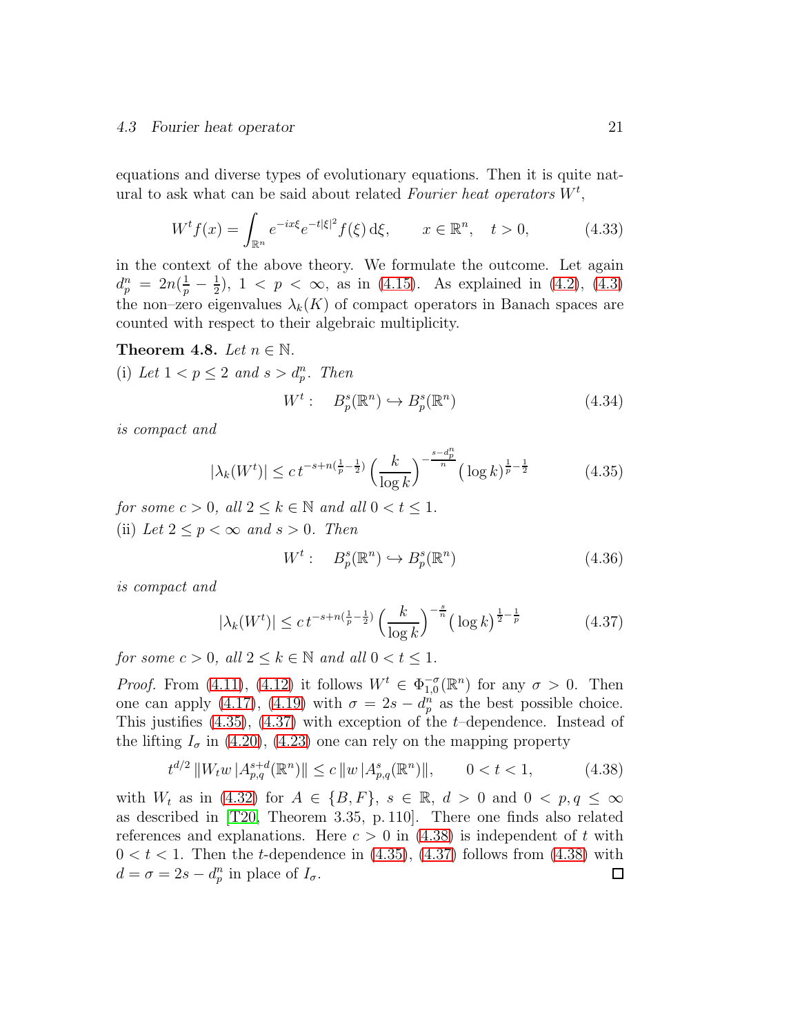equations and diverse types of evolutionary equations. Then it is quite natural to ask what can be said about related *Fourier heat operators* $W^t$,

$$W^t f(x) = \int_{\mathbb{R}^n} e^{-ix\xi} e^{-t|\xi|^2} f(\xi)\,\mathrm{d}\xi, \qquad x \in \mathbb{R}^n, \quad t > 0, \tag{4.33}$$

in the context of the above theory. We formulate the outcome. Let again $d^n_p = 2n(\frac{1}{p} - \frac{1}{2})$, $1 < p < \infty$, as in (4.15). As explained in (4.2), (4.3) the non–zero eigenvalues $\lambda_k(K)$ of compact operators in Banach spaces are counted with respect to their algebraic multiplicity.

**Theorem 4.8.** *Let $n \in \mathbb{N}$.*

(i) *Let $1 < p \le 2$ and $s > d^n_p$. Then*

$$W^t : \quad B^s_p(\mathbb{R}^n) \hookrightarrow B^s_p(\mathbb{R}^n) \tag{4.34}$$

*is compact and*

$$|\lambda_k(W^t)| \le c\, t^{-s+n(\frac{1}{p}-\frac{1}{2})} \Big( \frac{k}{\log k} \Big)^{-\frac{s-d^n_p}{n}} \big( \log k \big)^{\frac{1}{p}-\frac{1}{2}} \tag{4.35}$$

*for some $c > 0$, all $2 \le k \in \mathbb{N}$ and all $0 < t \le 1$.*

(ii) *Let $2 \le p < \infty$ and $s > 0$. Then*

$$W^t : \quad B^s_p(\mathbb{R}^n) \hookrightarrow B^s_p(\mathbb{R}^n) \tag{4.36}$$

*is compact and*

$$|\lambda_k(W^t)| \le c\, t^{-s+n(\frac{1}{p}-\frac{1}{2})} \Big( \frac{k}{\log k} \Big)^{-\frac{s}{n}} \big( \log k \big)^{\frac{1}{2}-\frac{1}{p}} \tag{4.37}$$

*for some $c > 0$, all $2 \le k \in \mathbb{N}$ and all $0 < t \le 1$.*

*Proof.* From (4.11), (4.12) it follows $W^t \in \Phi^{-\sigma}_{1,0}(\mathbb{R}^n)$ for any $\sigma > 0$. Then one can apply (4.17), (4.19) with $\sigma = 2s - d^n_p$ as the best possible choice. This justifies (4.35), (4.37) with exception of the $t$–dependence. Instead of the lifting $I_\sigma$ in (4.20), (4.23) one can rely on the mapping property

$$t^{d/2}\, \|W_t w \,|A^{s+d}_{p,q}(\mathbb{R}^n)\| \le c\, \|w\,|A^s_{p,q}(\mathbb{R}^n)\|, \qquad 0 < t < 1, \tag{4.38}$$

with $W_t$ as in (4.32) for $A \in \{B, F\}$, $s \in \mathbb{R}$, $d > 0$ and $0 < p, q \le \infty$ as described in [T20, Theorem 3.35, p. 110]. There one finds also related references and explanations. Here $c > 0$ in (4.38) is independent of $t$ with $0 < t < 1$. Then the $t$-dependence in (4.35), (4.37) follows from (4.38) with $d = \sigma = 2s - d^n_p$ in place of $I_\sigma$. □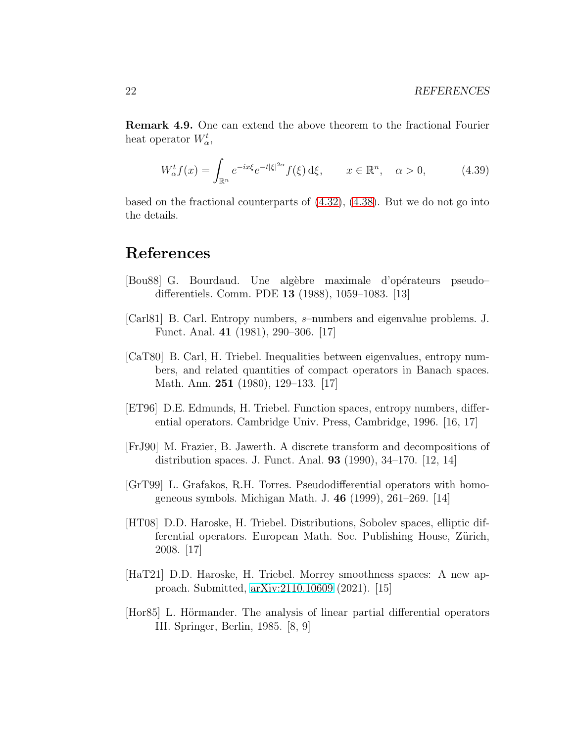**Remark 4.9.** One can extend the above theorem to the fractional Fourier heat operator $W^t_\alpha$,

$$W^t_\alpha f(x) = \int_{\mathbb{R}^n} e^{-ix\xi} e^{-t|\xi|^{2\alpha}} f(\xi)\, \mathrm{d}\xi, \qquad x \in \mathbb{R}^n, \quad \alpha > 0, \tag{4.39}$$

based on the fractional counterparts of (4.32), (4.38). But we do not go into the details.

# References

[Bou88] G. Bourdaud. Une algèbre maximale d'opérateurs pseudo–differentiels. Comm. PDE **13** (1988), 1059–1083. [13]

[Carl81] B. Carl. Entropy numbers, $s$–numbers and eigenvalue problems. J. Funct. Anal. **41** (1981), 290–306. [17]

[CaT80] B. Carl, H. Triebel. Inequalities between eigenvalues, entropy numbers, and related quantities of compact operators in Banach spaces. Math. Ann. **251** (1980), 129–133. [17]

[ET96] D.E. Edmunds, H. Triebel. Function spaces, entropy numbers, differential operators. Cambridge Univ. Press, Cambridge, 1996. [16, 17]

[FrJ90] M. Frazier, B. Jawerth. A discrete transform and decompositions of distribution spaces. J. Funct. Anal. **93** (1990), 34–170. [12, 14]

[GrT99] L. Grafakos, R.H. Torres. Pseudodifferential operators with homogeneous symbols. Michigan Math. J. **46** (1999), 261–269. [14]

[HT08] D.D. Haroske, H. Triebel. Distributions, Sobolev spaces, elliptic differential operators. European Math. Soc. Publishing House, Zürich, 2008. [17]

[HaT21] D.D. Haroske, H. Triebel. Morrey smoothness spaces: A new approach. Submitted, arXiv:2110.10609 (2021). [15]

[Hor85] L. Hörmander. The analysis of linear partial differential operators III. Springer, Berlin, 1985. [8, 9]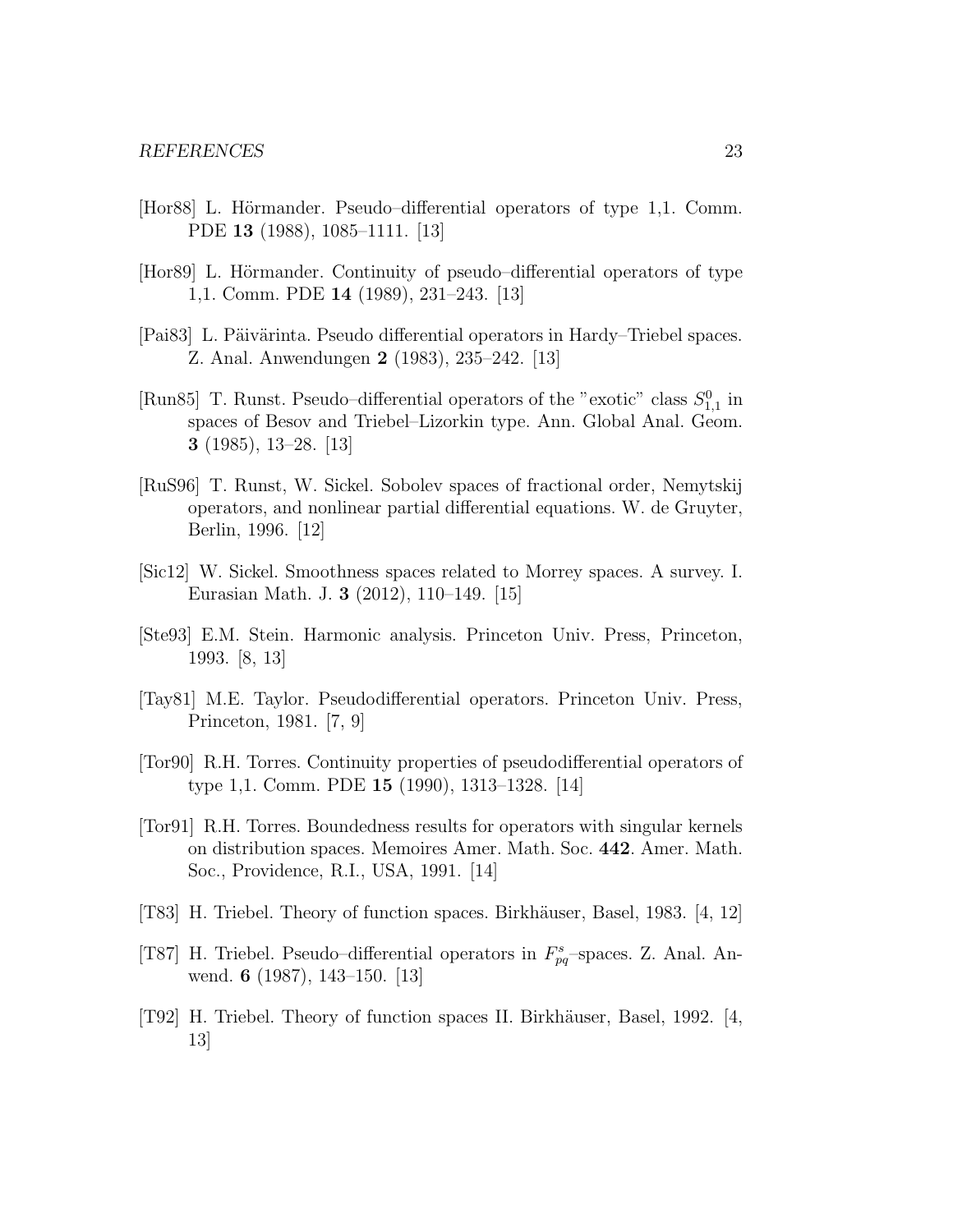[Hor88] L. Hörmander. Pseudo–differential operators of type 1,1. Comm. PDE **13** (1988), 1085–1111. [13]

[Hor89] L. Hörmander. Continuity of pseudo–differential operators of type 1,1. Comm. PDE **14** (1989), 231–243. [13]

[Pai83] L. Päivärinta. Pseudo differential operators in Hardy–Triebel spaces. Z. Anal. Anwendungen **2** (1983), 235–242. [13]

[Run85] T. Runst. Pseudo–differential operators of the "exotic" class $S^0_{1,1}$ in spaces of Besov and Triebel–Lizorkin type. Ann. Global Anal. Geom. **3** (1985), 13–28. [13]

[RuS96] T. Runst, W. Sickel. Sobolev spaces of fractional order, Nemytskij operators, and nonlinear partial differential equations. W. de Gruyter, Berlin, 1996. [12]

[Sic12] W. Sickel. Smoothness spaces related to Morrey spaces. A survey. I. Eurasian Math. J. **3** (2012), 110–149. [15]

[Ste93] E.M. Stein. Harmonic analysis. Princeton Univ. Press, Princeton, 1993. [8, 13]

[Tay81] M.E. Taylor. Pseudodifferential operators. Princeton Univ. Press, Princeton, 1981. [7, 9]

[Tor90] R.H. Torres. Continuity properties of pseudodifferential operators of type 1,1. Comm. PDE **15** (1990), 1313–1328. [14]

[Tor91] R.H. Torres. Boundedness results for operators with singular kernels on distribution spaces. Memoires Amer. Math. Soc. **442**. Amer. Math. Soc., Providence, R.I., USA, 1991. [14]

[T83] H. Triebel. Theory of function spaces. Birkhäuser, Basel, 1983. [4, 12]

[T87] H. Triebel. Pseudo–differential operators in $F^s_{pq}$–spaces. Z. Anal. Anwend. **6** (1987), 143–150. [13]

[T92] H. Triebel. Theory of function spaces II. Birkhäuser, Basel, 1992. [4, 13]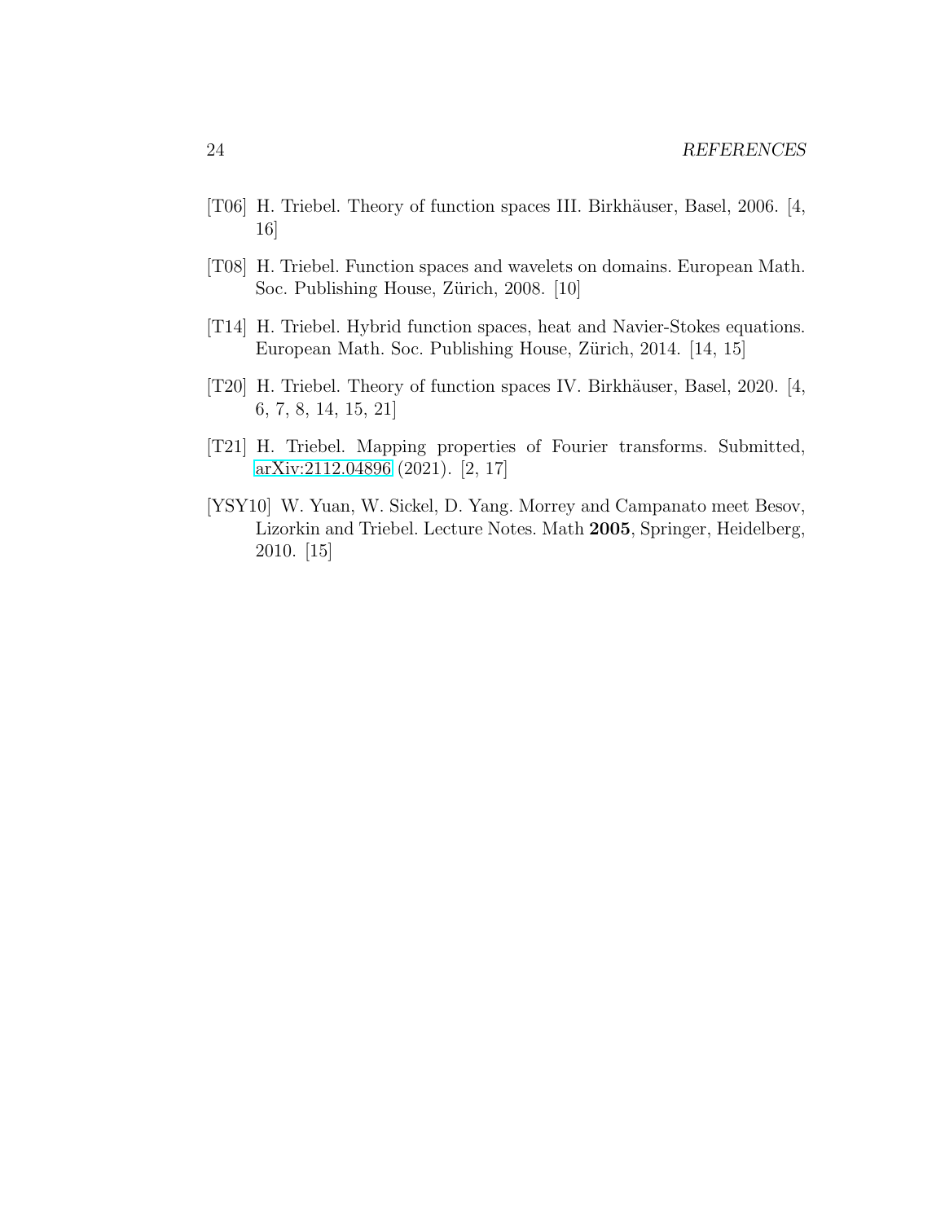[T06] H. Triebel. Theory of function spaces III. Birkhäuser, Basel, 2006. [4, 16]

[T08] H. Triebel. Function spaces and wavelets on domains. European Math. Soc. Publishing House, Zürich, 2008. [10]

[T14] H. Triebel. Hybrid function spaces, heat and Navier-Stokes equations. European Math. Soc. Publishing House, Zürich, 2014. [14, 15]

[T20] H. Triebel. Theory of function spaces IV. Birkhäuser, Basel, 2020. [4, 6, 7, 8, 14, 15, 21]

[T21] H. Triebel. Mapping properties of Fourier transforms. Submitted, arXiv:2112.04896 (2021). [2, 17]

[YSY10] W. Yuan, W. Sickel, D. Yang. Morrey and Campanato meet Besov, Lizorkin and Triebel. Lecture Notes. Math **2005**, Springer, Heidelberg, 2010. [15]